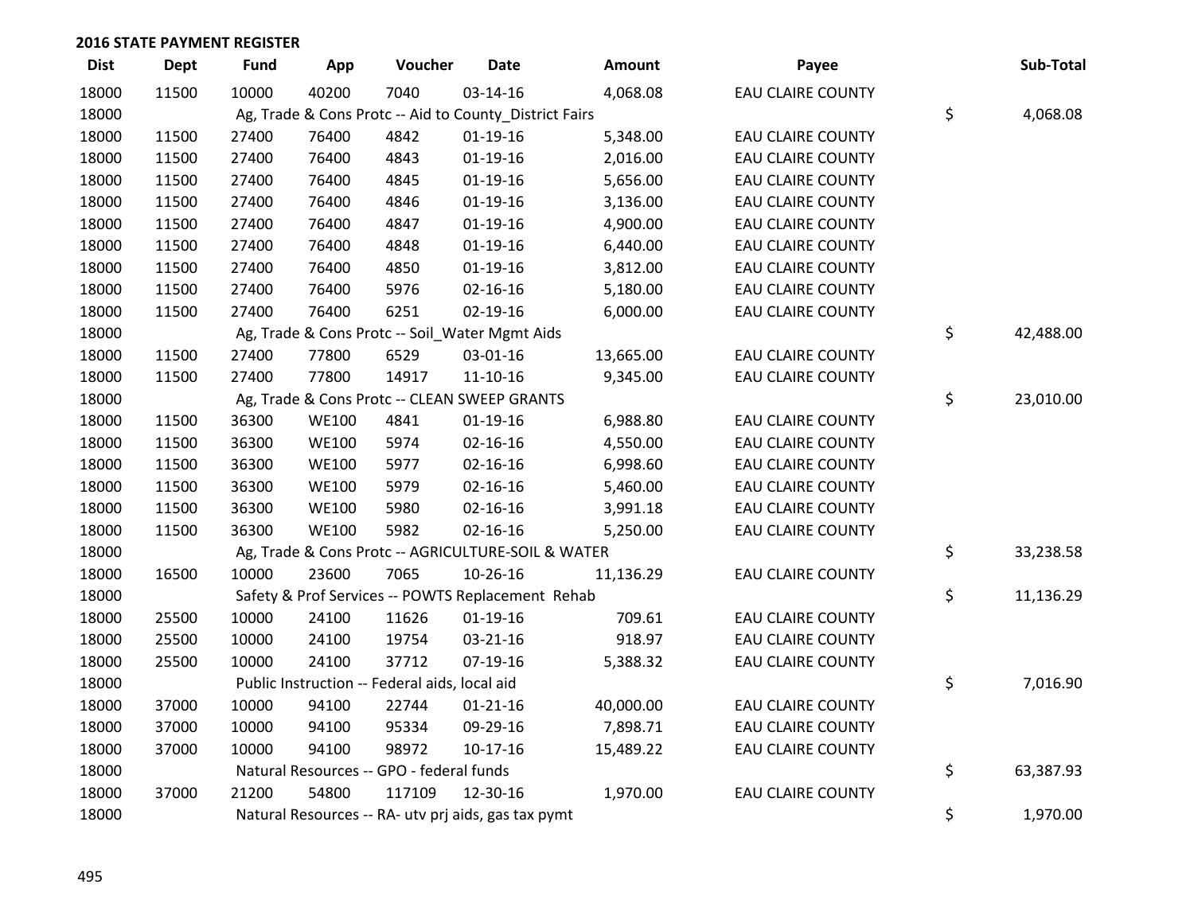**2016 STATE PAYMENT REGISTER**

| Dist | Dept | Fund | App | Voucher | Date | Amount | Payee | | Sub-Total |
|---|---|---|---|---|---|---|---|---|---|
| 18000 | 11500 | 10000 | 40200 | 7040 | 03-14-16 | 4,068.08 | EAU CLAIRE COUNTY | | |
| 18000 | | Ag, Trade & Cons Protc -- Aid to County_District Fairs | | | | | | $ | 4,068.08 |
| 18000 | 11500 | 27400 | 76400 | 4842 | 01-19-16 | 5,348.00 | EAU CLAIRE COUNTY | | |
| 18000 | 11500 | 27400 | 76400 | 4843 | 01-19-16 | 2,016.00 | EAU CLAIRE COUNTY | | |
| 18000 | 11500 | 27400 | 76400 | 4845 | 01-19-16 | 5,656.00 | EAU CLAIRE COUNTY | | |
| 18000 | 11500 | 27400 | 76400 | 4846 | 01-19-16 | 3,136.00 | EAU CLAIRE COUNTY | | |
| 18000 | 11500 | 27400 | 76400 | 4847 | 01-19-16 | 4,900.00 | EAU CLAIRE COUNTY | | |
| 18000 | 11500 | 27400 | 76400 | 4848 | 01-19-16 | 6,440.00 | EAU CLAIRE COUNTY | | |
| 18000 | 11500 | 27400 | 76400 | 4850 | 01-19-16 | 3,812.00 | EAU CLAIRE COUNTY | | |
| 18000 | 11500 | 27400 | 76400 | 5976 | 02-16-16 | 5,180.00 | EAU CLAIRE COUNTY | | |
| 18000 | 11500 | 27400 | 76400 | 6251 | 02-19-16 | 6,000.00 | EAU CLAIRE COUNTY | | |
| 18000 | | Ag, Trade & Cons Protc -- Soil_Water Mgmt Aids | | | | | | $ | 42,488.00 |
| 18000 | 11500 | 27400 | 77800 | 6529 | 03-01-16 | 13,665.00 | EAU CLAIRE COUNTY | | |
| 18000 | 11500 | 27400 | 77800 | 14917 | 11-10-16 | 9,345.00 | EAU CLAIRE COUNTY | | |
| 18000 | | Ag, Trade & Cons Protc -- CLEAN SWEEP GRANTS | | | | | | $ | 23,010.00 |
| 18000 | 11500 | 36300 | WE100 | 4841 | 01-19-16 | 6,988.80 | EAU CLAIRE COUNTY | | |
| 18000 | 11500 | 36300 | WE100 | 5974 | 02-16-16 | 4,550.00 | EAU CLAIRE COUNTY | | |
| 18000 | 11500 | 36300 | WE100 | 5977 | 02-16-16 | 6,998.60 | EAU CLAIRE COUNTY | | |
| 18000 | 11500 | 36300 | WE100 | 5979 | 02-16-16 | 5,460.00 | EAU CLAIRE COUNTY | | |
| 18000 | 11500 | 36300 | WE100 | 5980 | 02-16-16 | 3,991.18 | EAU CLAIRE COUNTY | | |
| 18000 | 11500 | 36300 | WE100 | 5982 | 02-16-16 | 5,250.00 | EAU CLAIRE COUNTY | | |
| 18000 | | Ag, Trade & Cons Protc -- AGRICULTURE-SOIL & WATER | | | | | | $ | 33,238.58 |
| 18000 | 16500 | 10000 | 23600 | 7065 | 10-26-16 | 11,136.29 | EAU CLAIRE COUNTY | | |
| 18000 | | Safety & Prof Services -- POWTS Replacement Rehab | | | | | | $ | 11,136.29 |
| 18000 | 25500 | 10000 | 24100 | 11626 | 01-19-16 | 709.61 | EAU CLAIRE COUNTY | | |
| 18000 | 25500 | 10000 | 24100 | 19754 | 03-21-16 | 918.97 | EAU CLAIRE COUNTY | | |
| 18000 | 25500 | 10000 | 24100 | 37712 | 07-19-16 | 5,388.32 | EAU CLAIRE COUNTY | | |
| 18000 | | Public Instruction -- Federal aids, local aid | | | | | | $ | 7,016.90 |
| 18000 | 37000 | 10000 | 94100 | 22744 | 01-21-16 | 40,000.00 | EAU CLAIRE COUNTY | | |
| 18000 | 37000 | 10000 | 94100 | 95334 | 09-29-16 | 7,898.71 | EAU CLAIRE COUNTY | | |
| 18000 | 37000 | 10000 | 94100 | 98972 | 10-17-16 | 15,489.22 | EAU CLAIRE COUNTY | | |
| 18000 | | Natural Resources -- GPO - federal funds | | | | | | $ | 63,387.93 |
| 18000 | 37000 | 21200 | 54800 | 117109 | 12-30-16 | 1,970.00 | EAU CLAIRE COUNTY | | |
| 18000 | | Natural Resources -- RA- utv prj aids, gas tax pymt | | | | | | $ | 1,970.00 |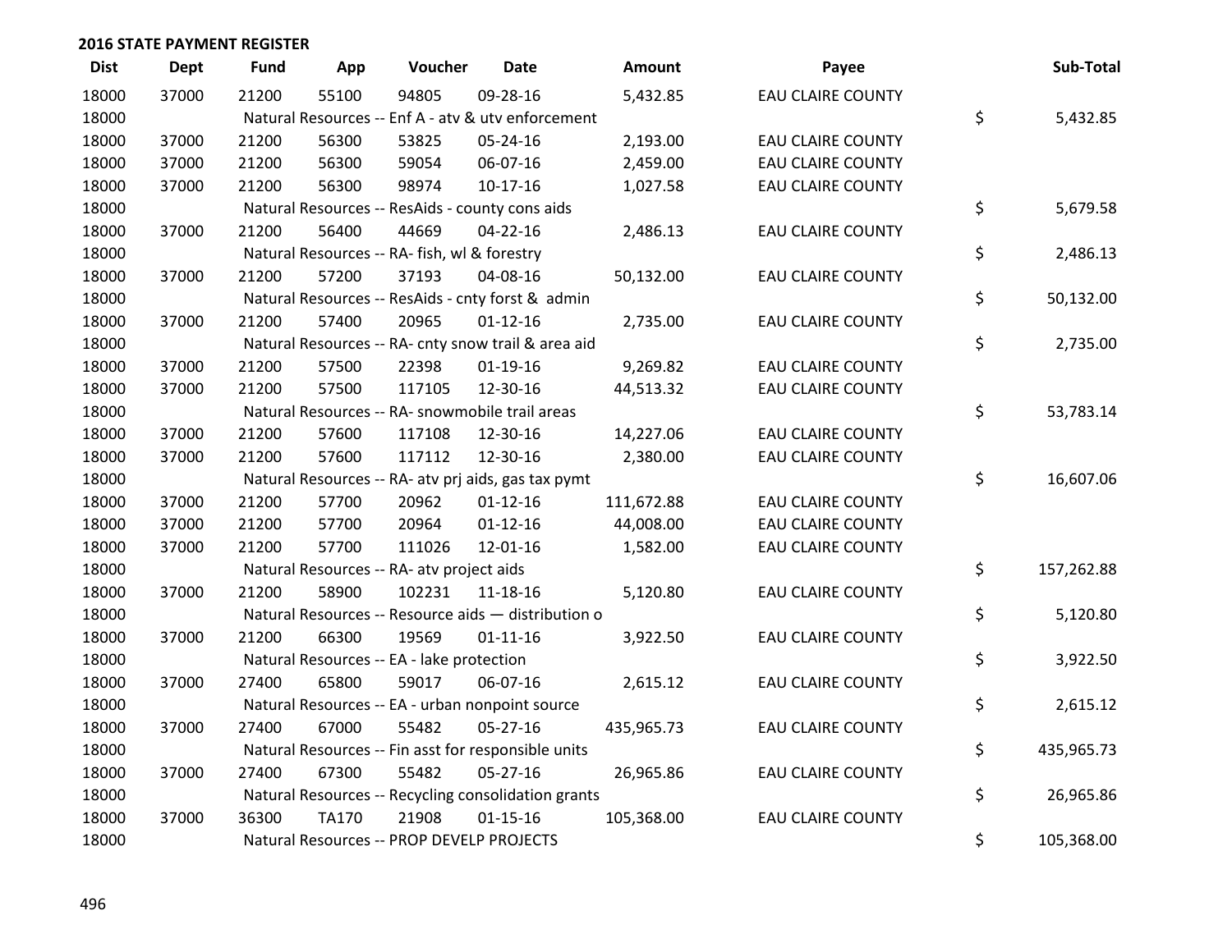## 2016 STATE PAYMENT REGISTER

| Dist | Dept | Fund | App | Voucher | Date | Amount | Payee | Sub-Total |
|---|---|---|---|---|---|---|---|---|
| 18000 | 37000 | 21200 | 55100 | 94805 | 09-28-16 | 5,432.85 | EAU CLAIRE COUNTY | |
| 18000 | | Natural Resources -- Enf A - atv & utv enforcement | | | | | | $ 5,432.85 |
| 18000 | 37000 | 21200 | 56300 | 53825 | 05-24-16 | 2,193.00 | EAU CLAIRE COUNTY | |
| 18000 | 37000 | 21200 | 56300 | 59054 | 06-07-16 | 2,459.00 | EAU CLAIRE COUNTY | |
| 18000 | 37000 | 21200 | 56300 | 98974 | 10-17-16 | 1,027.58 | EAU CLAIRE COUNTY | |
| 18000 | | Natural Resources -- ResAids - county cons aids | | | | | | $ 5,679.58 |
| 18000 | 37000 | 21200 | 56400 | 44669 | 04-22-16 | 2,486.13 | EAU CLAIRE COUNTY | |
| 18000 | | Natural Resources -- RA- fish, wl & forestry | | | | | | $ 2,486.13 |
| 18000 | 37000 | 21200 | 57200 | 37193 | 04-08-16 | 50,132.00 | EAU CLAIRE COUNTY | |
| 18000 | | Natural Resources -- ResAids - cnty forst & admin | | | | | | $ 50,132.00 |
| 18000 | 37000 | 21200 | 57400 | 20965 | 01-12-16 | 2,735.00 | EAU CLAIRE COUNTY | |
| 18000 | | Natural Resources -- RA- cnty snow trail & area aid | | | | | | $ 2,735.00 |
| 18000 | 37000 | 21200 | 57500 | 22398 | 01-19-16 | 9,269.82 | EAU CLAIRE COUNTY | |
| 18000 | 37000 | 21200 | 57500 | 117105 | 12-30-16 | 44,513.32 | EAU CLAIRE COUNTY | |
| 18000 | | Natural Resources -- RA- snowmobile trail areas | | | | | | $ 53,783.14 |
| 18000 | 37000 | 21200 | 57600 | 117108 | 12-30-16 | 14,227.06 | EAU CLAIRE COUNTY | |
| 18000 | 37000 | 21200 | 57600 | 117112 | 12-30-16 | 2,380.00 | EAU CLAIRE COUNTY | |
| 18000 | | Natural Resources -- RA- atv prj aids, gas tax pymt | | | | | | $ 16,607.06 |
| 18000 | 37000 | 21200 | 57700 | 20962 | 01-12-16 | 111,672.88 | EAU CLAIRE COUNTY | |
| 18000 | 37000 | 21200 | 57700 | 20964 | 01-12-16 | 44,008.00 | EAU CLAIRE COUNTY | |
| 18000 | 37000 | 21200 | 57700 | 111026 | 12-01-16 | 1,582.00 | EAU CLAIRE COUNTY | |
| 18000 | | Natural Resources -- RA- atv project aids | | | | | | $ 157,262.88 |
| 18000 | 37000 | 21200 | 58900 | 102231 | 11-18-16 | 5,120.80 | EAU CLAIRE COUNTY | |
| 18000 | | Natural Resources -- Resource aids — distribution o | | | | | | $ 5,120.80 |
| 18000 | 37000 | 21200 | 66300 | 19569 | 01-11-16 | 3,922.50 | EAU CLAIRE COUNTY | |
| 18000 | | Natural Resources -- EA - lake protection | | | | | | $ 3,922.50 |
| 18000 | 37000 | 27400 | 65800 | 59017 | 06-07-16 | 2,615.12 | EAU CLAIRE COUNTY | |
| 18000 | | Natural Resources -- EA - urban nonpoint source | | | | | | $ 2,615.12 |
| 18000 | 37000 | 27400 | 67000 | 55482 | 05-27-16 | 435,965.73 | EAU CLAIRE COUNTY | |
| 18000 | | Natural Resources -- Fin asst for responsible units | | | | | | $ 435,965.73 |
| 18000 | 37000 | 27400 | 67300 | 55482 | 05-27-16 | 26,965.86 | EAU CLAIRE COUNTY | |
| 18000 | | Natural Resources -- Recycling consolidation grants | | | | | | $ 26,965.86 |
| 18000 | 37000 | 36300 | TA170 | 21908 | 01-15-16 | 105,368.00 | EAU CLAIRE COUNTY | |
| 18000 | | Natural Resources -- PROP DEVELP PROJECTS | | | | | | $ 105,368.00 |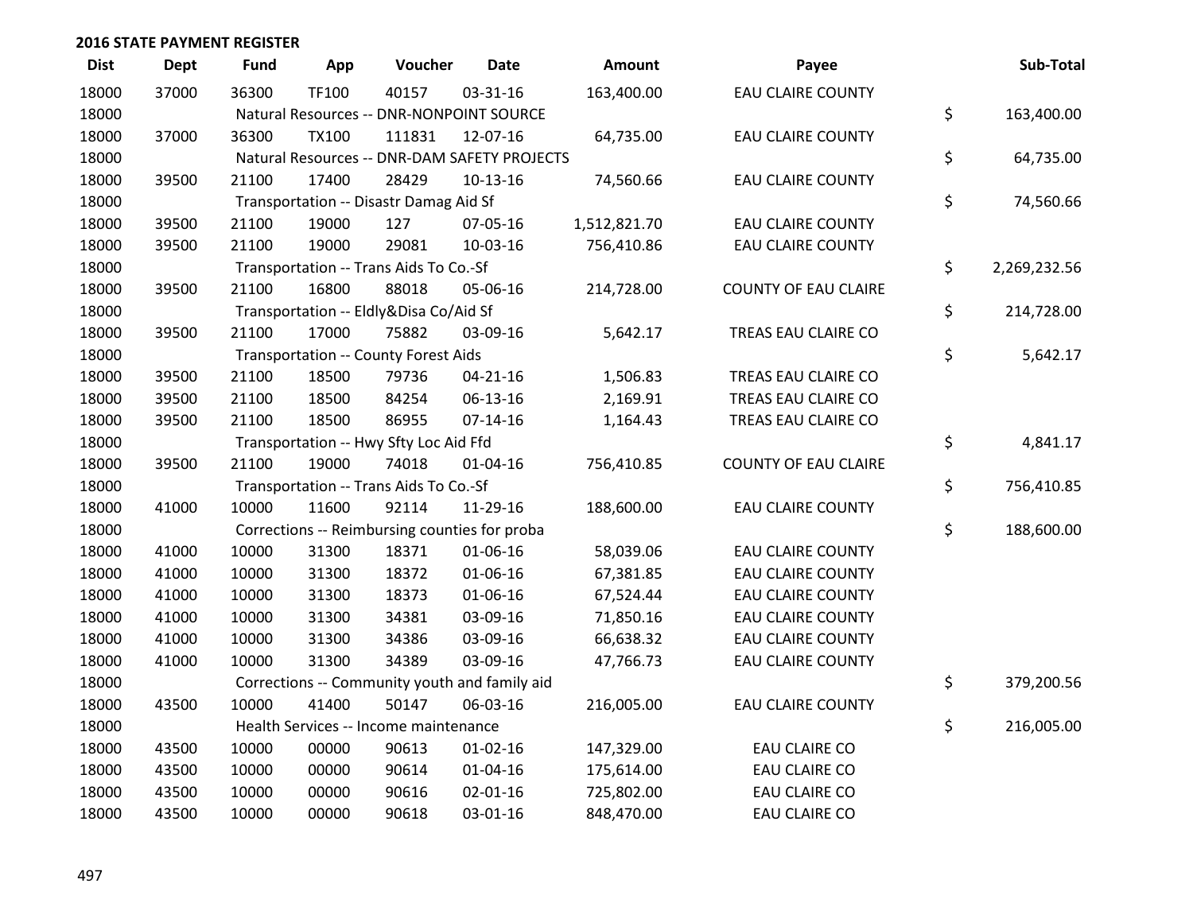## 2016 STATE PAYMENT REGISTER

| Dist | Dept | Fund | App | Voucher | Date | Amount | Payee | Sub-Total |
|---|---|---|---|---|---|---|---|---|
| 18000 | 37000 | 36300 | TF100 | 40157 | 03-31-16 | 163,400.00 | EAU CLAIRE COUNTY | |
| 18000 | | Natural Resources -- DNR-NONPOINT SOURCE | | | | | | $ 163,400.00 |
| 18000 | 37000 | 36300 | TX100 | 111831 | 12-07-16 | 64,735.00 | EAU CLAIRE COUNTY | |
| 18000 | | Natural Resources -- DNR-DAM SAFETY PROJECTS | | | | | | $ 64,735.00 |
| 18000 | 39500 | 21100 | 17400 | 28429 | 10-13-16 | 74,560.66 | EAU CLAIRE COUNTY | |
| 18000 | | Transportation -- Disastr Damag Aid Sf | | | | | | $ 74,560.66 |
| 18000 | 39500 | 21100 | 19000 | 127 | 07-05-16 | 1,512,821.70 | EAU CLAIRE COUNTY | |
| 18000 | 39500 | 21100 | 19000 | 29081 | 10-03-16 | 756,410.86 | EAU CLAIRE COUNTY | |
| 18000 | | Transportation -- Trans Aids To Co.-Sf | | | | | | $ 2,269,232.56 |
| 18000 | 39500 | 21100 | 16800 | 88018 | 05-06-16 | 214,728.00 | COUNTY OF EAU CLAIRE | |
| 18000 | | Transportation -- Eldly&Disa Co/Aid Sf | | | | | | $ 214,728.00 |
| 18000 | 39500 | 21100 | 17000 | 75882 | 03-09-16 | 5,642.17 | TREAS EAU CLAIRE CO | |
| 18000 | | Transportation -- County Forest Aids | | | | | | $ 5,642.17 |
| 18000 | 39500 | 21100 | 18500 | 79736 | 04-21-16 | 1,506.83 | TREAS EAU CLAIRE CO | |
| 18000 | 39500 | 21100 | 18500 | 84254 | 06-13-16 | 2,169.91 | TREAS EAU CLAIRE CO | |
| 18000 | 39500 | 21100 | 18500 | 86955 | 07-14-16 | 1,164.43 | TREAS EAU CLAIRE CO | |
| 18000 | | Transportation -- Hwy Sfty Loc Aid Ffd | | | | | | $ 4,841.17 |
| 18000 | 39500 | 21100 | 19000 | 74018 | 01-04-16 | 756,410.85 | COUNTY OF EAU CLAIRE | |
| 18000 | | Transportation -- Trans Aids To Co.-Sf | | | | | | $ 756,410.85 |
| 18000 | 41000 | 10000 | 11600 | 92114 | 11-29-16 | 188,600.00 | EAU CLAIRE COUNTY | |
| 18000 | | Corrections -- Reimbursing counties for proba | | | | | | $ 188,600.00 |
| 18000 | 41000 | 10000 | 31300 | 18371 | 01-06-16 | 58,039.06 | EAU CLAIRE COUNTY | |
| 18000 | 41000 | 10000 | 31300 | 18372 | 01-06-16 | 67,381.85 | EAU CLAIRE COUNTY | |
| 18000 | 41000 | 10000 | 31300 | 18373 | 01-06-16 | 67,524.44 | EAU CLAIRE COUNTY | |
| 18000 | 41000 | 10000 | 31300 | 34381 | 03-09-16 | 71,850.16 | EAU CLAIRE COUNTY | |
| 18000 | 41000 | 10000 | 31300 | 34386 | 03-09-16 | 66,638.32 | EAU CLAIRE COUNTY | |
| 18000 | 41000 | 10000 | 31300 | 34389 | 03-09-16 | 47,766.73 | EAU CLAIRE COUNTY | |
| 18000 | | Corrections -- Community youth and family aid | | | | | | $ 379,200.56 |
| 18000 | 43500 | 10000 | 41400 | 50147 | 06-03-16 | 216,005.00 | EAU CLAIRE COUNTY | |
| 18000 | | Health Services -- Income maintenance | | | | | | $ 216,005.00 |
| 18000 | 43500 | 10000 | 00000 | 90613 | 01-02-16 | 147,329.00 | EAU CLAIRE CO | |
| 18000 | 43500 | 10000 | 00000 | 90614 | 01-04-16 | 175,614.00 | EAU CLAIRE CO | |
| 18000 | 43500 | 10000 | 00000 | 90616 | 02-01-16 | 725,802.00 | EAU CLAIRE CO | |
| 18000 | 43500 | 10000 | 00000 | 90618 | 03-01-16 | 848,470.00 | EAU CLAIRE CO | |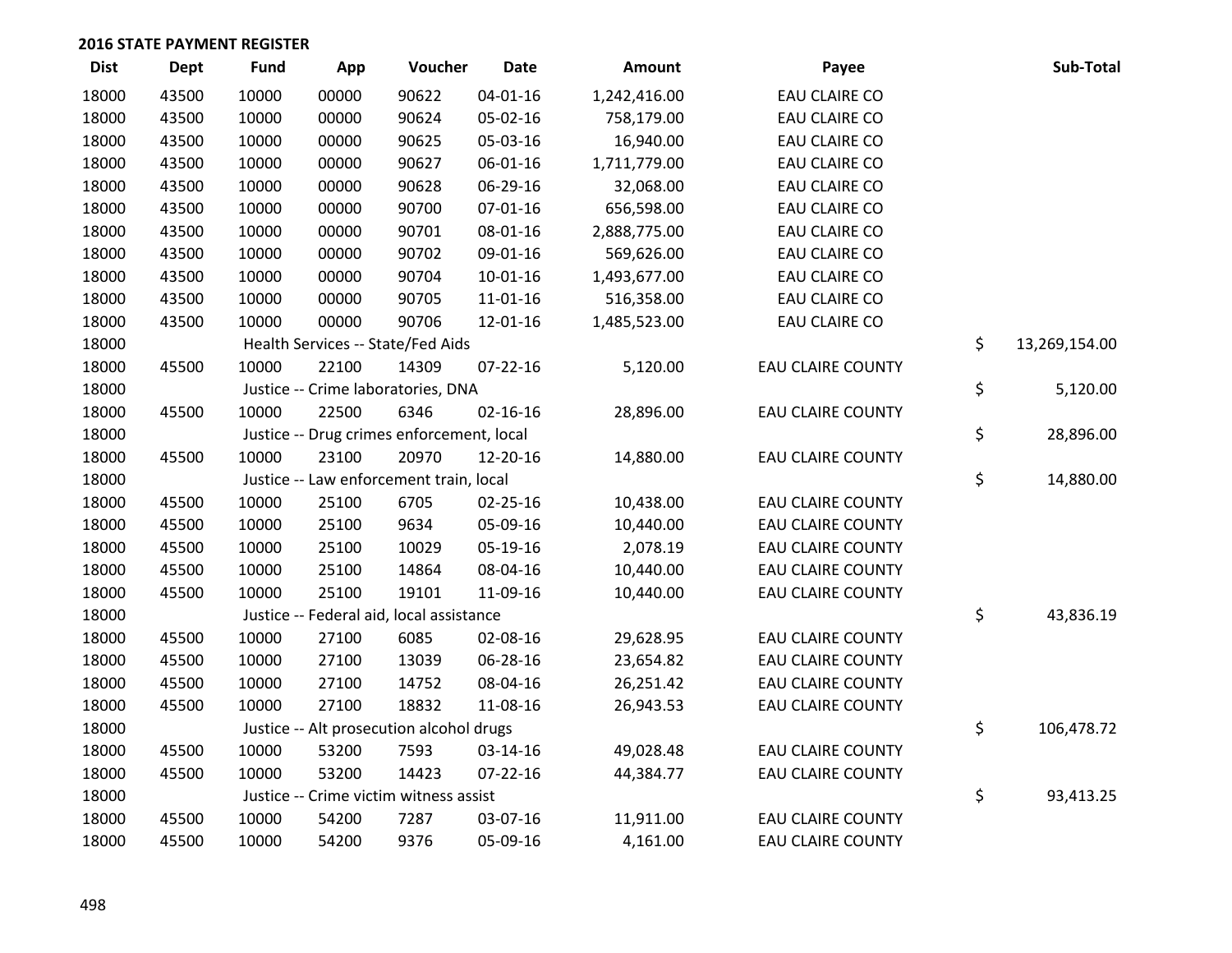**2016 STATE PAYMENT REGISTER**

| Dist | Dept | Fund | App | Voucher | Date | Amount | Payee | Sub-Total |
|---|---|---|---|---|---|---|---|---|
| 18000 | 43500 | 10000 | 00000 | 90622 | 04-01-16 | 1,242,416.00 | EAU CLAIRE CO | |
| 18000 | 43500 | 10000 | 00000 | 90624 | 05-02-16 | 758,179.00 | EAU CLAIRE CO | |
| 18000 | 43500 | 10000 | 00000 | 90625 | 05-03-16 | 16,940.00 | EAU CLAIRE CO | |
| 18000 | 43500 | 10000 | 00000 | 90627 | 06-01-16 | 1,711,779.00 | EAU CLAIRE CO | |
| 18000 | 43500 | 10000 | 00000 | 90628 | 06-29-16 | 32,068.00 | EAU CLAIRE CO | |
| 18000 | 43500 | 10000 | 00000 | 90700 | 07-01-16 | 656,598.00 | EAU CLAIRE CO | |
| 18000 | 43500 | 10000 | 00000 | 90701 | 08-01-16 | 2,888,775.00 | EAU CLAIRE CO | |
| 18000 | 43500 | 10000 | 00000 | 90702 | 09-01-16 | 569,626.00 | EAU CLAIRE CO | |
| 18000 | 43500 | 10000 | 00000 | 90704 | 10-01-16 | 1,493,677.00 | EAU CLAIRE CO | |
| 18000 | 43500 | 10000 | 00000 | 90705 | 11-01-16 | 516,358.00 | EAU CLAIRE CO | |
| 18000 | 43500 | 10000 | 00000 | 90706 | 12-01-16 | 1,485,523.00 | EAU CLAIRE CO | |
| 18000 | | Health Services -- State/Fed Aids | | | | | | $ 13,269,154.00 |
| 18000 | 45500 | 10000 | 22100 | 14309 | 07-22-16 | 5,120.00 | EAU CLAIRE COUNTY | |
| 18000 | | Justice -- Crime laboratories, DNA | | | | | | $ 5,120.00 |
| 18000 | 45500 | 10000 | 22500 | 6346 | 02-16-16 | 28,896.00 | EAU CLAIRE COUNTY | |
| 18000 | | Justice -- Drug crimes enforcement, local | | | | | | $ 28,896.00 |
| 18000 | 45500 | 10000 | 23100 | 20970 | 12-20-16 | 14,880.00 | EAU CLAIRE COUNTY | |
| 18000 | | Justice -- Law enforcement train, local | | | | | | $ 14,880.00 |
| 18000 | 45500 | 10000 | 25100 | 6705 | 02-25-16 | 10,438.00 | EAU CLAIRE COUNTY | |
| 18000 | 45500 | 10000 | 25100 | 9634 | 05-09-16 | 10,440.00 | EAU CLAIRE COUNTY | |
| 18000 | 45500 | 10000 | 25100 | 10029 | 05-19-16 | 2,078.19 | EAU CLAIRE COUNTY | |
| 18000 | 45500 | 10000 | 25100 | 14864 | 08-04-16 | 10,440.00 | EAU CLAIRE COUNTY | |
| 18000 | 45500 | 10000 | 25100 | 19101 | 11-09-16 | 10,440.00 | EAU CLAIRE COUNTY | |
| 18000 | | Justice -- Federal aid, local assistance | | | | | | $ 43,836.19 |
| 18000 | 45500 | 10000 | 27100 | 6085 | 02-08-16 | 29,628.95 | EAU CLAIRE COUNTY | |
| 18000 | 45500 | 10000 | 27100 | 13039 | 06-28-16 | 23,654.82 | EAU CLAIRE COUNTY | |
| 18000 | 45500 | 10000 | 27100 | 14752 | 08-04-16 | 26,251.42 | EAU CLAIRE COUNTY | |
| 18000 | 45500 | 10000 | 27100 | 18832 | 11-08-16 | 26,943.53 | EAU CLAIRE COUNTY | |
| 18000 | | Justice -- Alt prosecution alcohol drugs | | | | | | $ 106,478.72 |
| 18000 | 45500 | 10000 | 53200 | 7593 | 03-14-16 | 49,028.48 | EAU CLAIRE COUNTY | |
| 18000 | 45500 | 10000 | 53200 | 14423 | 07-22-16 | 44,384.77 | EAU CLAIRE COUNTY | |
| 18000 | | Justice -- Crime victim witness assist | | | | | | $ 93,413.25 |
| 18000 | 45500 | 10000 | 54200 | 7287 | 03-07-16 | 11,911.00 | EAU CLAIRE COUNTY | |
| 18000 | 45500 | 10000 | 54200 | 9376 | 05-09-16 | 4,161.00 | EAU CLAIRE COUNTY | |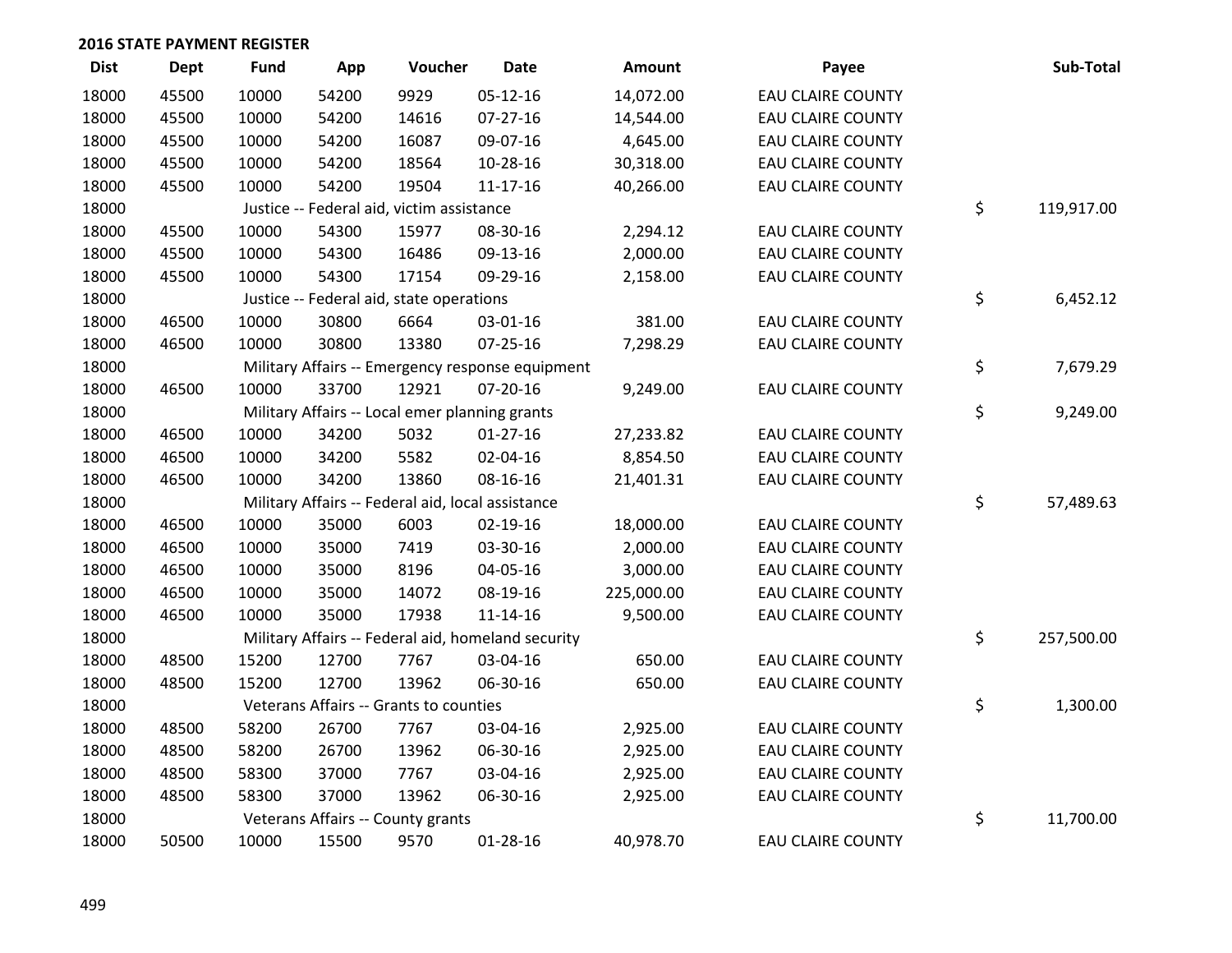## 2016 STATE PAYMENT REGISTER

| Dist | Dept | Fund | App | Voucher | Date | Amount | Payee | Sub-Total |
|---|---|---|---|---|---|---|---|---|
| 18000 | 45500 | 10000 | 54200 | 9929 | 05-12-16 | 14,072.00 | EAU CLAIRE COUNTY | |
| 18000 | 45500 | 10000 | 54200 | 14616 | 07-27-16 | 14,544.00 | EAU CLAIRE COUNTY | |
| 18000 | 45500 | 10000 | 54200 | 16087 | 09-07-16 | 4,645.00 | EAU CLAIRE COUNTY | |
| 18000 | 45500 | 10000 | 54200 | 18564 | 10-28-16 | 30,318.00 | EAU CLAIRE COUNTY | |
| 18000 | 45500 | 10000 | 54200 | 19504 | 11-17-16 | 40,266.00 | EAU CLAIRE COUNTY | |
| 18000 | | Justice -- Federal aid, victim assistance | | | | | | $ 119,917.00 |
| 18000 | 45500 | 10000 | 54300 | 15977 | 08-30-16 | 2,294.12 | EAU CLAIRE COUNTY | |
| 18000 | 45500 | 10000 | 54300 | 16486 | 09-13-16 | 2,000.00 | EAU CLAIRE COUNTY | |
| 18000 | 45500 | 10000 | 54300 | 17154 | 09-29-16 | 2,158.00 | EAU CLAIRE COUNTY | |
| 18000 | | Justice -- Federal aid, state operations | | | | | | $ 6,452.12 |
| 18000 | 46500 | 10000 | 30800 | 6664 | 03-01-16 | 381.00 | EAU CLAIRE COUNTY | |
| 18000 | 46500 | 10000 | 30800 | 13380 | 07-25-16 | 7,298.29 | EAU CLAIRE COUNTY | |
| 18000 | | Military Affairs -- Emergency response equipment | | | | | | $ 7,679.29 |
| 18000 | 46500 | 10000 | 33700 | 12921 | 07-20-16 | 9,249.00 | EAU CLAIRE COUNTY | |
| 18000 | | Military Affairs -- Local emer planning grants | | | | | | $ 9,249.00 |
| 18000 | 46500 | 10000 | 34200 | 5032 | 01-27-16 | 27,233.82 | EAU CLAIRE COUNTY | |
| 18000 | 46500 | 10000 | 34200 | 5582 | 02-04-16 | 8,854.50 | EAU CLAIRE COUNTY | |
| 18000 | 46500 | 10000 | 34200 | 13860 | 08-16-16 | 21,401.31 | EAU CLAIRE COUNTY | |
| 18000 | | Military Affairs -- Federal aid, local assistance | | | | | | $ 57,489.63 |
| 18000 | 46500 | 10000 | 35000 | 6003 | 02-19-16 | 18,000.00 | EAU CLAIRE COUNTY | |
| 18000 | 46500 | 10000 | 35000 | 7419 | 03-30-16 | 2,000.00 | EAU CLAIRE COUNTY | |
| 18000 | 46500 | 10000 | 35000 | 8196 | 04-05-16 | 3,000.00 | EAU CLAIRE COUNTY | |
| 18000 | 46500 | 10000 | 35000 | 14072 | 08-19-16 | 225,000.00 | EAU CLAIRE COUNTY | |
| 18000 | 46500 | 10000 | 35000 | 17938 | 11-14-16 | 9,500.00 | EAU CLAIRE COUNTY | |
| 18000 | | Military Affairs -- Federal aid, homeland security | | | | | | $ 257,500.00 |
| 18000 | 48500 | 15200 | 12700 | 7767 | 03-04-16 | 650.00 | EAU CLAIRE COUNTY | |
| 18000 | 48500 | 15200 | 12700 | 13962 | 06-30-16 | 650.00 | EAU CLAIRE COUNTY | |
| 18000 | | Veterans Affairs -- Grants to counties | | | | | | $ 1,300.00 |
| 18000 | 48500 | 58200 | 26700 | 7767 | 03-04-16 | 2,925.00 | EAU CLAIRE COUNTY | |
| 18000 | 48500 | 58200 | 26700 | 13962 | 06-30-16 | 2,925.00 | EAU CLAIRE COUNTY | |
| 18000 | 48500 | 58300 | 37000 | 7767 | 03-04-16 | 2,925.00 | EAU CLAIRE COUNTY | |
| 18000 | 48500 | 58300 | 37000 | 13962 | 06-30-16 | 2,925.00 | EAU CLAIRE COUNTY | |
| 18000 | | Veterans Affairs -- County grants | | | | | | $ 11,700.00 |
| 18000 | 50500 | 10000 | 15500 | 9570 | 01-28-16 | 40,978.70 | EAU CLAIRE COUNTY | |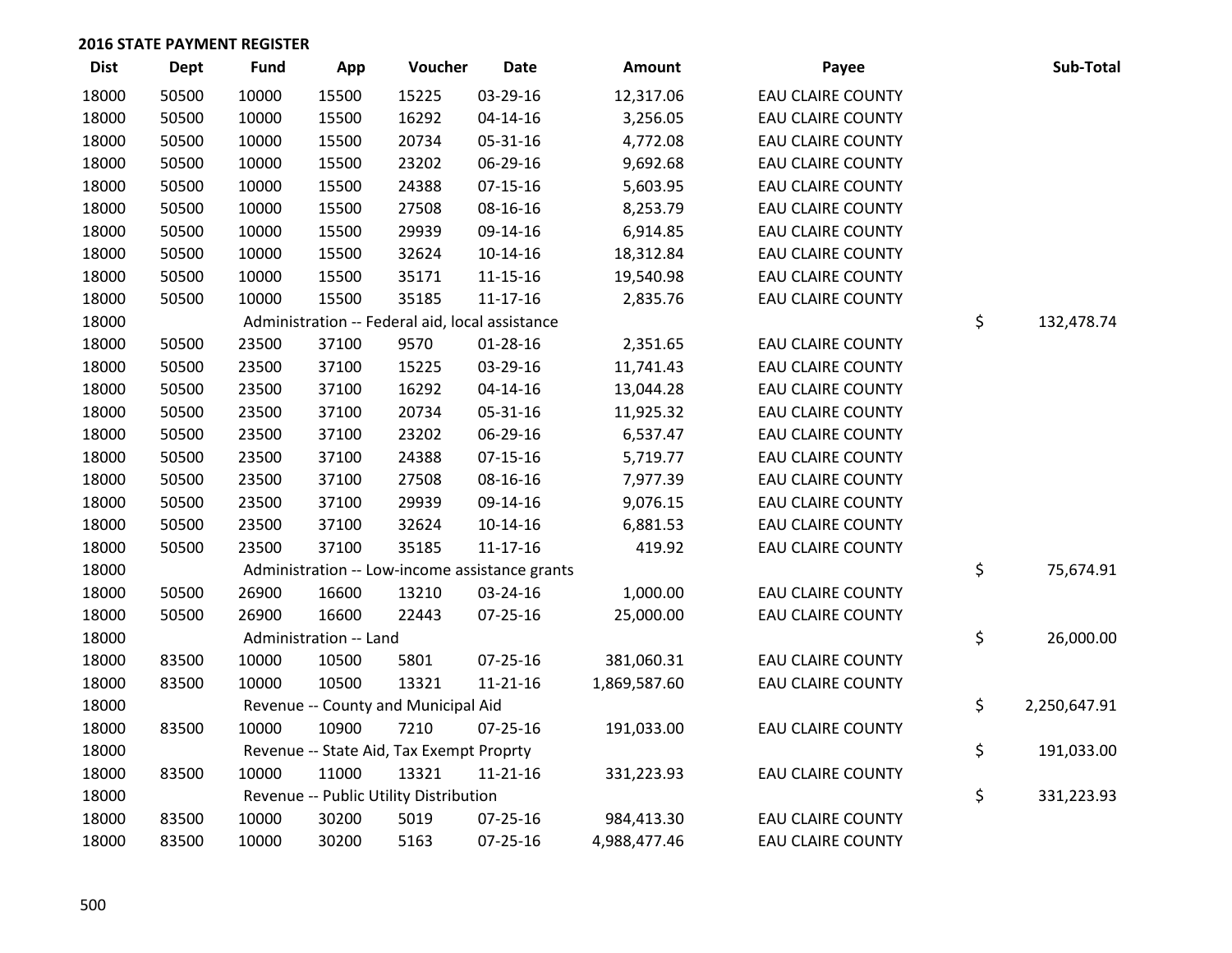## 2016 STATE PAYMENT REGISTER

| Dist | Dept | Fund | App | Voucher | Date | Amount | Payee | Sub-Total |
|---|---|---|---|---|---|---|---|---|
| 18000 | 50500 | 10000 | 15500 | 15225 | 03-29-16 | 12,317.06 | EAU CLAIRE COUNTY | |
| 18000 | 50500 | 10000 | 15500 | 16292 | 04-14-16 | 3,256.05 | EAU CLAIRE COUNTY | |
| 18000 | 50500 | 10000 | 15500 | 20734 | 05-31-16 | 4,772.08 | EAU CLAIRE COUNTY | |
| 18000 | 50500 | 10000 | 15500 | 23202 | 06-29-16 | 9,692.68 | EAU CLAIRE COUNTY | |
| 18000 | 50500 | 10000 | 15500 | 24388 | 07-15-16 | 5,603.95 | EAU CLAIRE COUNTY | |
| 18000 | 50500 | 10000 | 15500 | 27508 | 08-16-16 | 8,253.79 | EAU CLAIRE COUNTY | |
| 18000 | 50500 | 10000 | 15500 | 29939 | 09-14-16 | 6,914.85 | EAU CLAIRE COUNTY | |
| 18000 | 50500 | 10000 | 15500 | 32624 | 10-14-16 | 18,312.84 | EAU CLAIRE COUNTY | |
| 18000 | 50500 | 10000 | 15500 | 35171 | 11-15-16 | 19,540.98 | EAU CLAIRE COUNTY | |
| 18000 | 50500 | 10000 | 15500 | 35185 | 11-17-16 | 2,835.76 | EAU CLAIRE COUNTY | |
| 18000 | | Administration -- Federal aid, local assistance | | | | | | $ 132,478.74 |
| 18000 | 50500 | 23500 | 37100 | 9570 | 01-28-16 | 2,351.65 | EAU CLAIRE COUNTY | |
| 18000 | 50500 | 23500 | 37100 | 15225 | 03-29-16 | 11,741.43 | EAU CLAIRE COUNTY | |
| 18000 | 50500 | 23500 | 37100 | 16292 | 04-14-16 | 13,044.28 | EAU CLAIRE COUNTY | |
| 18000 | 50500 | 23500 | 37100 | 20734 | 05-31-16 | 11,925.32 | EAU CLAIRE COUNTY | |
| 18000 | 50500 | 23500 | 37100 | 23202 | 06-29-16 | 6,537.47 | EAU CLAIRE COUNTY | |
| 18000 | 50500 | 23500 | 37100 | 24388 | 07-15-16 | 5,719.77 | EAU CLAIRE COUNTY | |
| 18000 | 50500 | 23500 | 37100 | 27508 | 08-16-16 | 7,977.39 | EAU CLAIRE COUNTY | |
| 18000 | 50500 | 23500 | 37100 | 29939 | 09-14-16 | 9,076.15 | EAU CLAIRE COUNTY | |
| 18000 | 50500 | 23500 | 37100 | 32624 | 10-14-16 | 6,881.53 | EAU CLAIRE COUNTY | |
| 18000 | 50500 | 23500 | 37100 | 35185 | 11-17-16 | 419.92 | EAU CLAIRE COUNTY | |
| 18000 | | Administration -- Low-income assistance grants | | | | | | $ 75,674.91 |
| 18000 | 50500 | 26900 | 16600 | 13210 | 03-24-16 | 1,000.00 | EAU CLAIRE COUNTY | |
| 18000 | 50500 | 26900 | 16600 | 22443 | 07-25-16 | 25,000.00 | EAU CLAIRE COUNTY | |
| 18000 | | Administration -- Land | | | | | | $ 26,000.00 |
| 18000 | 83500 | 10000 | 10500 | 5801 | 07-25-16 | 381,060.31 | EAU CLAIRE COUNTY | |
| 18000 | 83500 | 10000 | 10500 | 13321 | 11-21-16 | 1,869,587.60 | EAU CLAIRE COUNTY | |
| 18000 | | Revenue -- County and Municipal Aid | | | | | | $ 2,250,647.91 |
| 18000 | 83500 | 10000 | 10900 | 7210 | 07-25-16 | 191,033.00 | EAU CLAIRE COUNTY | |
| 18000 | | Revenue -- State Aid, Tax Exempt Proprty | | | | | | $ 191,033.00 |
| 18000 | 83500 | 10000 | 11000 | 13321 | 11-21-16 | 331,223.93 | EAU CLAIRE COUNTY | |
| 18000 | | Revenue -- Public Utility Distribution | | | | | | $ 331,223.93 |
| 18000 | 83500 | 10000 | 30200 | 5019 | 07-25-16 | 984,413.30 | EAU CLAIRE COUNTY | |
| 18000 | 83500 | 10000 | 30200 | 5163 | 07-25-16 | 4,988,477.46 | EAU CLAIRE COUNTY | |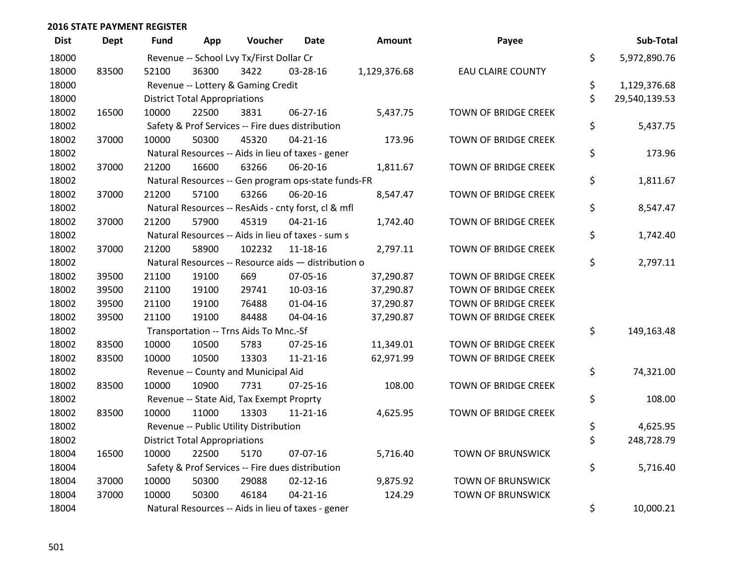## 2016 STATE PAYMENT REGISTER

| Dist | Dept | Fund | App | Voucher | Date | Amount | Payee | Sub-Total |
|---|---|---|---|---|---|---|---|---|
| 18000 | | Revenue -- School Lvy Tx/First Dollar Cr | | | | | | $ 5,972,890.76 |
| 18000 | 83500 | 52100 | 36300 | 3422 | 03-28-16 | 1,129,376.68 | EAU CLAIRE COUNTY | |
| 18000 | | Revenue -- Lottery & Gaming Credit | | | | | | $ 1,129,376.68 |
| 18000 | | District Total Appropriations | | | | | | $ 29,540,139.53 |
| 18002 | 16500 | 10000 | 22500 | 3831 | 06-27-16 | 5,437.75 | TOWN OF BRIDGE CREEK | |
| 18002 | | Safety & Prof Services -- Fire dues distribution | | | | | | $ 5,437.75 |
| 18002 | 37000 | 10000 | 50300 | 45320 | 04-21-16 | 173.96 | TOWN OF BRIDGE CREEK | |
| 18002 | | Natural Resources -- Aids in lieu of taxes - gener | | | | | | $ 173.96 |
| 18002 | 37000 | 21200 | 16600 | 63266 | 06-20-16 | 1,811.67 | TOWN OF BRIDGE CREEK | |
| 18002 | | Natural Resources -- Gen program ops-state funds-FR | | | | | | $ 1,811.67 |
| 18002 | 37000 | 21200 | 57100 | 63266 | 06-20-16 | 8,547.47 | TOWN OF BRIDGE CREEK | |
| 18002 | | Natural Resources -- ResAids - cnty forst, cl & mfl | | | | | | $ 8,547.47 |
| 18002 | 37000 | 21200 | 57900 | 45319 | 04-21-16 | 1,742.40 | TOWN OF BRIDGE CREEK | |
| 18002 | | Natural Resources -- Aids in lieu of taxes - sum s | | | | | | $ 1,742.40 |
| 18002 | 37000 | 21200 | 58900 | 102232 | 11-18-16 | 2,797.11 | TOWN OF BRIDGE CREEK | |
| 18002 | | Natural Resources -- Resource aids — distribution o | | | | | | $ 2,797.11 |
| 18002 | 39500 | 21100 | 19100 | 669 | 07-05-16 | 37,290.87 | TOWN OF BRIDGE CREEK | |
| 18002 | 39500 | 21100 | 19100 | 29741 | 10-03-16 | 37,290.87 | TOWN OF BRIDGE CREEK | |
| 18002 | 39500 | 21100 | 19100 | 76488 | 01-04-16 | 37,290.87 | TOWN OF BRIDGE CREEK | |
| 18002 | 39500 | 21100 | 19100 | 84488 | 04-04-16 | 37,290.87 | TOWN OF BRIDGE CREEK | |
| 18002 | | Transportation -- Trns Aids To Mnc.-Sf | | | | | | $ 149,163.48 |
| 18002 | 83500 | 10000 | 10500 | 5783 | 07-25-16 | 11,349.01 | TOWN OF BRIDGE CREEK | |
| 18002 | 83500 | 10000 | 10500 | 13303 | 11-21-16 | 62,971.99 | TOWN OF BRIDGE CREEK | |
| 18002 | | Revenue -- County and Municipal Aid | | | | | | $ 74,321.00 |
| 18002 | 83500 | 10000 | 10900 | 7731 | 07-25-16 | 108.00 | TOWN OF BRIDGE CREEK | |
| 18002 | | Revenue -- State Aid, Tax Exempt Proprty | | | | | | $ 108.00 |
| 18002 | 83500 | 10000 | 11000 | 13303 | 11-21-16 | 4,625.95 | TOWN OF BRIDGE CREEK | |
| 18002 | | Revenue -- Public Utility Distribution | | | | | | $ 4,625.95 |
| 18002 | | District Total Appropriations | | | | | | $ 248,728.79 |
| 18004 | 16500 | 10000 | 22500 | 5170 | 07-07-16 | 5,716.40 | TOWN OF BRUNSWICK | |
| 18004 | | Safety & Prof Services -- Fire dues distribution | | | | | | $ 5,716.40 |
| 18004 | 37000 | 10000 | 50300 | 29088 | 02-12-16 | 9,875.92 | TOWN OF BRUNSWICK | |
| 18004 | 37000 | 10000 | 50300 | 46184 | 04-21-16 | 124.29 | TOWN OF BRUNSWICK | |
| 18004 | | Natural Resources -- Aids in lieu of taxes - gener | | | | | | $ 10,000.21 |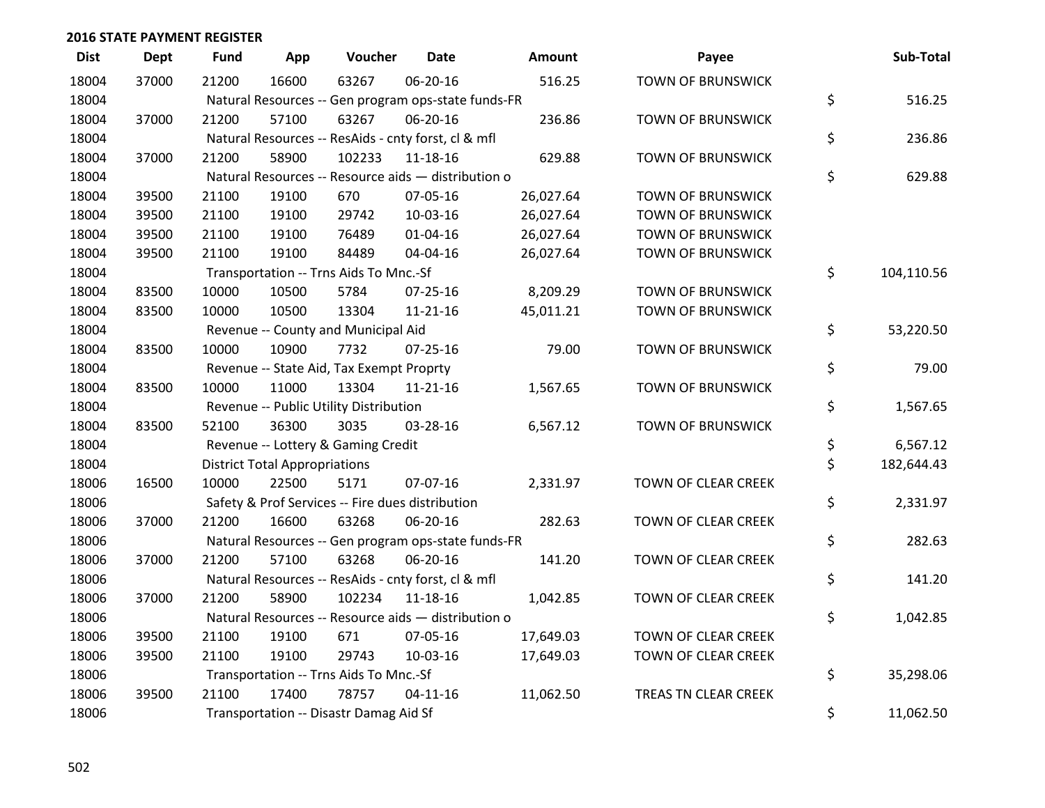## 2016 STATE PAYMENT REGISTER

| Dist | Dept | Fund | App | Voucher | Date | Amount | Payee | Sub-Total |
|---|---|---|---|---|---|---|---|---|
| 18004 | 37000 | 21200 | 16600 | 63267 | 06-20-16 | 516.25 | TOWN OF BRUNSWICK | |
| 18004 | | Natural Resources -- Gen program ops-state funds-FR | | | | | | $ 516.25 |
| 18004 | 37000 | 21200 | 57100 | 63267 | 06-20-16 | 236.86 | TOWN OF BRUNSWICK | |
| 18004 | | Natural Resources -- ResAids - cnty forst, cl & mfl | | | | | | $ 236.86 |
| 18004 | 37000 | 21200 | 58900 | 102233 | 11-18-16 | 629.88 | TOWN OF BRUNSWICK | |
| 18004 | | Natural Resources -- Resource aids — distribution o | | | | | | $ 629.88 |
| 18004 | 39500 | 21100 | 19100 | 670 | 07-05-16 | 26,027.64 | TOWN OF BRUNSWICK | |
| 18004 | 39500 | 21100 | 19100 | 29742 | 10-03-16 | 26,027.64 | TOWN OF BRUNSWICK | |
| 18004 | 39500 | 21100 | 19100 | 76489 | 01-04-16 | 26,027.64 | TOWN OF BRUNSWICK | |
| 18004 | 39500 | 21100 | 19100 | 84489 | 04-04-16 | 26,027.64 | TOWN OF BRUNSWICK | |
| 18004 | | Transportation -- Trns Aids To Mnc.-Sf | | | | | | $ 104,110.56 |
| 18004 | 83500 | 10000 | 10500 | 5784 | 07-25-16 | 8,209.29 | TOWN OF BRUNSWICK | |
| 18004 | 83500 | 10000 | 10500 | 13304 | 11-21-16 | 45,011.21 | TOWN OF BRUNSWICK | |
| 18004 | | Revenue -- County and Municipal Aid | | | | | | $ 53,220.50 |
| 18004 | 83500 | 10000 | 10900 | 7732 | 07-25-16 | 79.00 | TOWN OF BRUNSWICK | |
| 18004 | | Revenue -- State Aid, Tax Exempt Proprty | | | | | | $ 79.00 |
| 18004 | 83500 | 10000 | 11000 | 13304 | 11-21-16 | 1,567.65 | TOWN OF BRUNSWICK | |
| 18004 | | Revenue -- Public Utility Distribution | | | | | | $ 1,567.65 |
| 18004 | 83500 | 52100 | 36300 | 3035 | 03-28-16 | 6,567.12 | TOWN OF BRUNSWICK | |
| 18004 | | Revenue -- Lottery & Gaming Credit | | | | | | $ 6,567.12 |
| 18004 | | District Total Appropriations | | | | | | $ 182,644.43 |
| 18006 | 16500 | 10000 | 22500 | 5171 | 07-07-16 | 2,331.97 | TOWN OF CLEAR CREEK | |
| 18006 | | Safety & Prof Services -- Fire dues distribution | | | | | | $ 2,331.97 |
| 18006 | 37000 | 21200 | 16600 | 63268 | 06-20-16 | 282.63 | TOWN OF CLEAR CREEK | |
| 18006 | | Natural Resources -- Gen program ops-state funds-FR | | | | | | $ 282.63 |
| 18006 | 37000 | 21200 | 57100 | 63268 | 06-20-16 | 141.20 | TOWN OF CLEAR CREEK | |
| 18006 | | Natural Resources -- ResAids - cnty forst, cl & mfl | | | | | | $ 141.20 |
| 18006 | 37000 | 21200 | 58900 | 102234 | 11-18-16 | 1,042.85 | TOWN OF CLEAR CREEK | |
| 18006 | | Natural Resources -- Resource aids — distribution o | | | | | | $ 1,042.85 |
| 18006 | 39500 | 21100 | 19100 | 671 | 07-05-16 | 17,649.03 | TOWN OF CLEAR CREEK | |
| 18006 | 39500 | 21100 | 19100 | 29743 | 10-03-16 | 17,649.03 | TOWN OF CLEAR CREEK | |
| 18006 | | Transportation -- Trns Aids To Mnc.-Sf | | | | | | $ 35,298.06 |
| 18006 | 39500 | 21100 | 17400 | 78757 | 04-11-16 | 11,062.50 | TREAS TN CLEAR CREEK | |
| 18006 | | Transportation -- Disastr Damag Aid Sf | | | | | | $ 11,062.50 |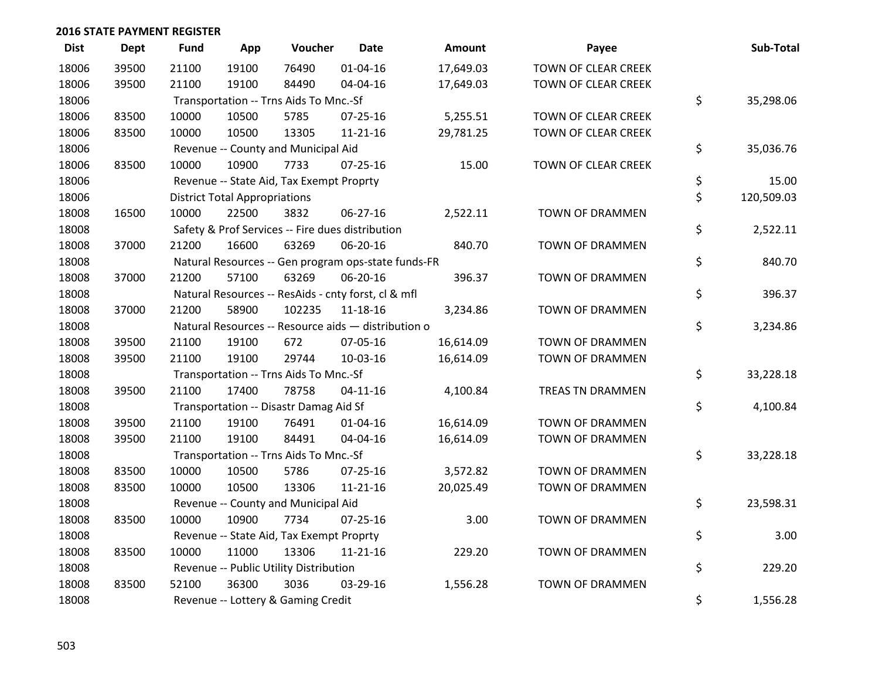## 2016 STATE PAYMENT REGISTER

| Dist | Dept | Fund | App | Voucher | Date | Amount | Payee | | Sub-Total |
|---|---|---|---|---|---|---|---|---|---|
| 18006 | 39500 | 21100 | 19100 | 76490 | 01-04-16 | 17,649.03 | TOWN OF CLEAR CREEK | | |
| 18006 | 39500 | 21100 | 19100 | 84490 | 04-04-16 | 17,649.03 | TOWN OF CLEAR CREEK | | |
| 18006 | | Transportation -- Trns Aids To Mnc.-Sf | | | | | | $ | 35,298.06 |
| 18006 | 83500 | 10000 | 10500 | 5785 | 07-25-16 | 5,255.51 | TOWN OF CLEAR CREEK | | |
| 18006 | 83500 | 10000 | 10500 | 13305 | 11-21-16 | 29,781.25 | TOWN OF CLEAR CREEK | | |
| 18006 | | Revenue -- County and Municipal Aid | | | | | | $ | 35,036.76 |
| 18006 | 83500 | 10000 | 10900 | 7733 | 07-25-16 | 15.00 | TOWN OF CLEAR CREEK | | |
| 18006 | | Revenue -- State Aid, Tax Exempt Proprty | | | | | | $ | 15.00 |
| 18006 | | District Total Appropriations | | | | | | $ | 120,509.03 |
| 18008 | 16500 | 10000 | 22500 | 3832 | 06-27-16 | 2,522.11 | TOWN OF DRAMMEN | | |
| 18008 | | Safety & Prof Services -- Fire dues distribution | | | | | | $ | 2,522.11 |
| 18008 | 37000 | 21200 | 16600 | 63269 | 06-20-16 | 840.70 | TOWN OF DRAMMEN | | |
| 18008 | | Natural Resources -- Gen program ops-state funds-FR | | | | | | $ | 840.70 |
| 18008 | 37000 | 21200 | 57100 | 63269 | 06-20-16 | 396.37 | TOWN OF DRAMMEN | | |
| 18008 | | Natural Resources -- ResAids - cnty forst, cl & mfl | | | | | | $ | 396.37 |
| 18008 | 37000 | 21200 | 58900 | 102235 | 11-18-16 | 3,234.86 | TOWN OF DRAMMEN | | |
| 18008 | | Natural Resources -- Resource aids — distribution o | | | | | | $ | 3,234.86 |
| 18008 | 39500 | 21100 | 19100 | 672 | 07-05-16 | 16,614.09 | TOWN OF DRAMMEN | | |
| 18008 | 39500 | 21100 | 19100 | 29744 | 10-03-16 | 16,614.09 | TOWN OF DRAMMEN | | |
| 18008 | | Transportation -- Trns Aids To Mnc.-Sf | | | | | | $ | 33,228.18 |
| 18008 | 39500 | 21100 | 17400 | 78758 | 04-11-16 | 4,100.84 | TREAS TN DRAMMEN | | |
| 18008 | | Transportation -- Disastr Damag Aid Sf | | | | | | $ | 4,100.84 |
| 18008 | 39500 | 21100 | 19100 | 76491 | 01-04-16 | 16,614.09 | TOWN OF DRAMMEN | | |
| 18008 | 39500 | 21100 | 19100 | 84491 | 04-04-16 | 16,614.09 | TOWN OF DRAMMEN | | |
| 18008 | | Transportation -- Trns Aids To Mnc.-Sf | | | | | | $ | 33,228.18 |
| 18008 | 83500 | 10000 | 10500 | 5786 | 07-25-16 | 3,572.82 | TOWN OF DRAMMEN | | |
| 18008 | 83500 | 10000 | 10500 | 13306 | 11-21-16 | 20,025.49 | TOWN OF DRAMMEN | | |
| 18008 | | Revenue -- County and Municipal Aid | | | | | | $ | 23,598.31 |
| 18008 | 83500 | 10000 | 10900 | 7734 | 07-25-16 | 3.00 | TOWN OF DRAMMEN | | |
| 18008 | | Revenue -- State Aid, Tax Exempt Proprty | | | | | | $ | 3.00 |
| 18008 | 83500 | 10000 | 11000 | 13306 | 11-21-16 | 229.20 | TOWN OF DRAMMEN | | |
| 18008 | | Revenue -- Public Utility Distribution | | | | | | $ | 229.20 |
| 18008 | 83500 | 52100 | 36300 | 3036 | 03-29-16 | 1,556.28 | TOWN OF DRAMMEN | | |
| 18008 | | Revenue -- Lottery & Gaming Credit | | | | | | $ | 1,556.28 |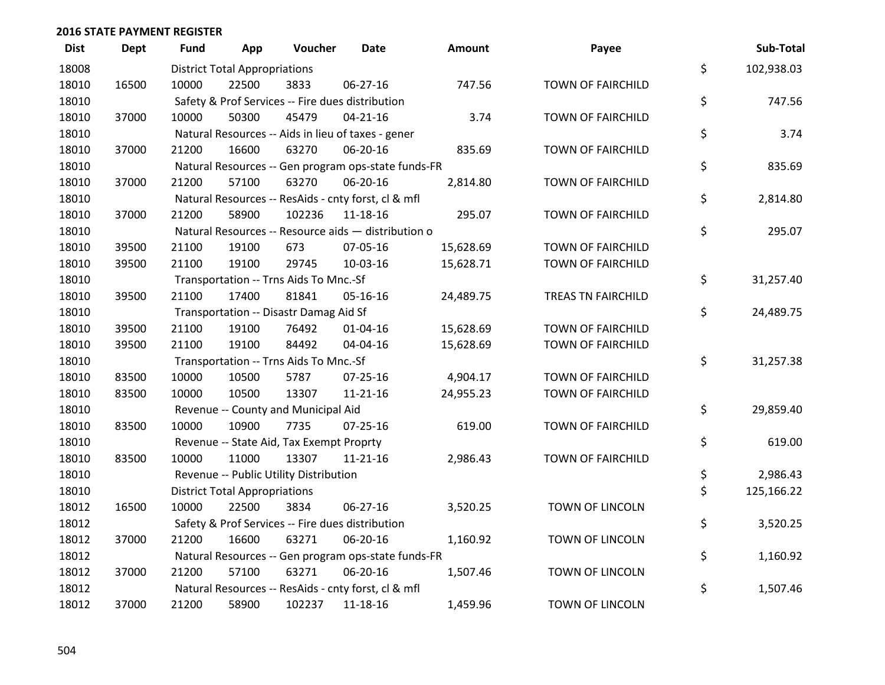**2016 STATE PAYMENT REGISTER**

| Dist | Dept | Fund | App | Voucher | Date | Amount | Payee | Sub-Total |
|---|---|---|---|---|---|---|---|---|
| 18008 | | District Total Appropriations | | | | | | $ 102,938.03 |
| 18010 | 16500 | 10000 | 22500 | 3833 | 06-27-16 | 747.56 | TOWN OF FAIRCHILD | |
| 18010 | | Safety & Prof Services -- Fire dues distribution | | | | | | $ 747.56 |
| 18010 | 37000 | 10000 | 50300 | 45479 | 04-21-16 | 3.74 | TOWN OF FAIRCHILD | |
| 18010 | | Natural Resources -- Aids in lieu of taxes - gener | | | | | | $ 3.74 |
| 18010 | 37000 | 21200 | 16600 | 63270 | 06-20-16 | 835.69 | TOWN OF FAIRCHILD | |
| 18010 | | Natural Resources -- Gen program ops-state funds-FR | | | | | | $ 835.69 |
| 18010 | 37000 | 21200 | 57100 | 63270 | 06-20-16 | 2,814.80 | TOWN OF FAIRCHILD | |
| 18010 | | Natural Resources -- ResAids - cnty forst, cl & mfl | | | | | | $ 2,814.80 |
| 18010 | 37000 | 21200 | 58900 | 102236 | 11-18-16 | 295.07 | TOWN OF FAIRCHILD | |
| 18010 | | Natural Resources -- Resource aids — distribution o | | | | | | $ 295.07 |
| 18010 | 39500 | 21100 | 19100 | 673 | 07-05-16 | 15,628.69 | TOWN OF FAIRCHILD | |
| 18010 | 39500 | 21100 | 19100 | 29745 | 10-03-16 | 15,628.71 | TOWN OF FAIRCHILD | |
| 18010 | | Transportation -- Trns Aids To Mnc.-Sf | | | | | | $ 31,257.40 |
| 18010 | 39500 | 21100 | 17400 | 81841 | 05-16-16 | 24,489.75 | TREAS TN FAIRCHILD | |
| 18010 | | Transportation -- Disastr Damag Aid Sf | | | | | | $ 24,489.75 |
| 18010 | 39500 | 21100 | 19100 | 76492 | 01-04-16 | 15,628.69 | TOWN OF FAIRCHILD | |
| 18010 | 39500 | 21100 | 19100 | 84492 | 04-04-16 | 15,628.69 | TOWN OF FAIRCHILD | |
| 18010 | | Transportation -- Trns Aids To Mnc.-Sf | | | | | | $ 31,257.38 |
| 18010 | 83500 | 10000 | 10500 | 5787 | 07-25-16 | 4,904.17 | TOWN OF FAIRCHILD | |
| 18010 | 83500 | 10000 | 10500 | 13307 | 11-21-16 | 24,955.23 | TOWN OF FAIRCHILD | |
| 18010 | | Revenue -- County and Municipal Aid | | | | | | $ 29,859.40 |
| 18010 | 83500 | 10000 | 10900 | 7735 | 07-25-16 | 619.00 | TOWN OF FAIRCHILD | |
| 18010 | | Revenue -- State Aid, Tax Exempt Proprty | | | | | | $ 619.00 |
| 18010 | 83500 | 10000 | 11000 | 13307 | 11-21-16 | 2,986.43 | TOWN OF FAIRCHILD | |
| 18010 | | Revenue -- Public Utility Distribution | | | | | | $ 2,986.43 |
| 18010 | | District Total Appropriations | | | | | | $ 125,166.22 |
| 18012 | 16500 | 10000 | 22500 | 3834 | 06-27-16 | 3,520.25 | TOWN OF LINCOLN | |
| 18012 | | Safety & Prof Services -- Fire dues distribution | | | | | | $ 3,520.25 |
| 18012 | 37000 | 21200 | 16600 | 63271 | 06-20-16 | 1,160.92 | TOWN OF LINCOLN | |
| 18012 | | Natural Resources -- Gen program ops-state funds-FR | | | | | | $ 1,160.92 |
| 18012 | 37000 | 21200 | 57100 | 63271 | 06-20-16 | 1,507.46 | TOWN OF LINCOLN | |
| 18012 | | Natural Resources -- ResAids - cnty forst, cl & mfl | | | | | | $ 1,507.46 |
| 18012 | 37000 | 21200 | 58900 | 102237 | 11-18-16 | 1,459.96 | TOWN OF LINCOLN | |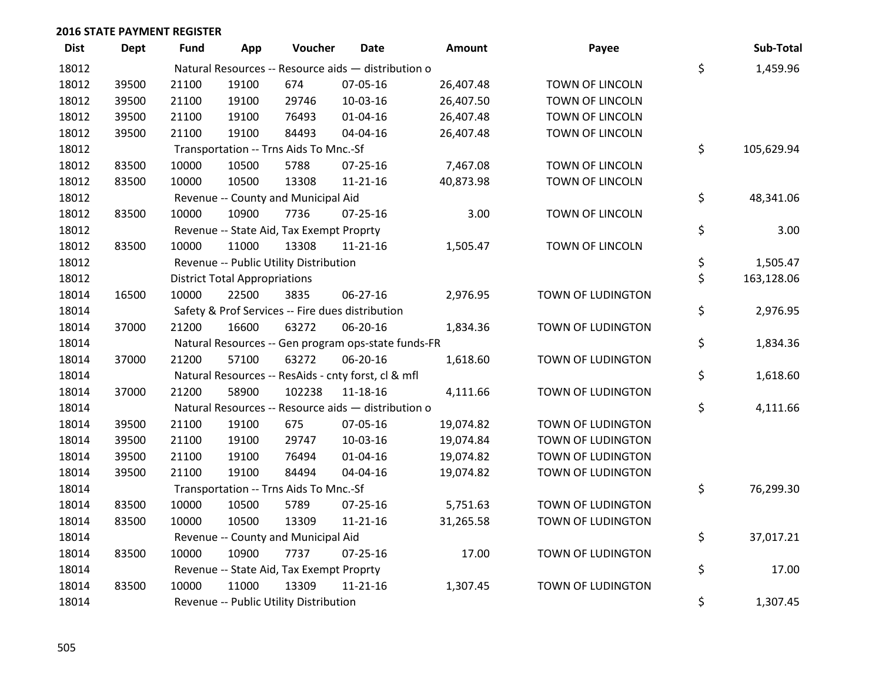## 2016 STATE PAYMENT REGISTER

| Dist | Dept | Fund | App | Voucher | Date | Amount | Payee | | Sub-Total |
|---|---|---|---|---|---|---|---|---|---|
| 18012 | | Natural Resources -- Resource aids — distribution o | | | | | | $ | 1,459.96 |
| 18012 | 39500 | 21100 | 19100 | 674 | 07-05-16 | 26,407.48 | TOWN OF LINCOLN | | |
| 18012 | 39500 | 21100 | 19100 | 29746 | 10-03-16 | 26,407.50 | TOWN OF LINCOLN | | |
| 18012 | 39500 | 21100 | 19100 | 76493 | 01-04-16 | 26,407.48 | TOWN OF LINCOLN | | |
| 18012 | 39500 | 21100 | 19100 | 84493 | 04-04-16 | 26,407.48 | TOWN OF LINCOLN | | |
| 18012 | | Transportation -- Trns Aids To Mnc.-Sf | | | | | | $ | 105,629.94 |
| 18012 | 83500 | 10000 | 10500 | 5788 | 07-25-16 | 7,467.08 | TOWN OF LINCOLN | | |
| 18012 | 83500 | 10000 | 10500 | 13308 | 11-21-16 | 40,873.98 | TOWN OF LINCOLN | | |
| 18012 | | Revenue -- County and Municipal Aid | | | | | | $ | 48,341.06 |
| 18012 | 83500 | 10000 | 10900 | 7736 | 07-25-16 | 3.00 | TOWN OF LINCOLN | | |
| 18012 | | Revenue -- State Aid, Tax Exempt Proprty | | | | | | $ | 3.00 |
| 18012 | 83500 | 10000 | 11000 | 13308 | 11-21-16 | 1,505.47 | TOWN OF LINCOLN | | |
| 18012 | | Revenue -- Public Utility Distribution | | | | | | $ | 1,505.47 |
| 18012 | | District Total Appropriations | | | | | | $ | 163,128.06 |
| 18014 | 16500 | 10000 | 22500 | 3835 | 06-27-16 | 2,976.95 | TOWN OF LUDINGTON | | |
| 18014 | | Safety & Prof Services -- Fire dues distribution | | | | | | $ | 2,976.95 |
| 18014 | 37000 | 21200 | 16600 | 63272 | 06-20-16 | 1,834.36 | TOWN OF LUDINGTON | | |
| 18014 | | Natural Resources -- Gen program ops-state funds-FR | | | | | | $ | 1,834.36 |
| 18014 | 37000 | 21200 | 57100 | 63272 | 06-20-16 | 1,618.60 | TOWN OF LUDINGTON | | |
| 18014 | | Natural Resources -- ResAids - cnty forst, cl & mfl | | | | | | $ | 1,618.60 |
| 18014 | 37000 | 21200 | 58900 | 102238 | 11-18-16 | 4,111.66 | TOWN OF LUDINGTON | | |
| 18014 | | Natural Resources -- Resource aids — distribution o | | | | | | $ | 4,111.66 |
| 18014 | 39500 | 21100 | 19100 | 675 | 07-05-16 | 19,074.82 | TOWN OF LUDINGTON | | |
| 18014 | 39500 | 21100 | 19100 | 29747 | 10-03-16 | 19,074.84 | TOWN OF LUDINGTON | | |
| 18014 | 39500 | 21100 | 19100 | 76494 | 01-04-16 | 19,074.82 | TOWN OF LUDINGTON | | |
| 18014 | 39500 | 21100 | 19100 | 84494 | 04-04-16 | 19,074.82 | TOWN OF LUDINGTON | | |
| 18014 | | Transportation -- Trns Aids To Mnc.-Sf | | | | | | $ | 76,299.30 |
| 18014 | 83500 | 10000 | 10500 | 5789 | 07-25-16 | 5,751.63 | TOWN OF LUDINGTON | | |
| 18014 | 83500 | 10000 | 10500 | 13309 | 11-21-16 | 31,265.58 | TOWN OF LUDINGTON | | |
| 18014 | | Revenue -- County and Municipal Aid | | | | | | $ | 37,017.21 |
| 18014 | 83500 | 10000 | 10900 | 7737 | 07-25-16 | 17.00 | TOWN OF LUDINGTON | | |
| 18014 | | Revenue -- State Aid, Tax Exempt Proprty | | | | | | $ | 17.00 |
| 18014 | 83500 | 10000 | 11000 | 13309 | 11-21-16 | 1,307.45 | TOWN OF LUDINGTON | | |
| 18014 | | Revenue -- Public Utility Distribution | | | | | | $ | 1,307.45 |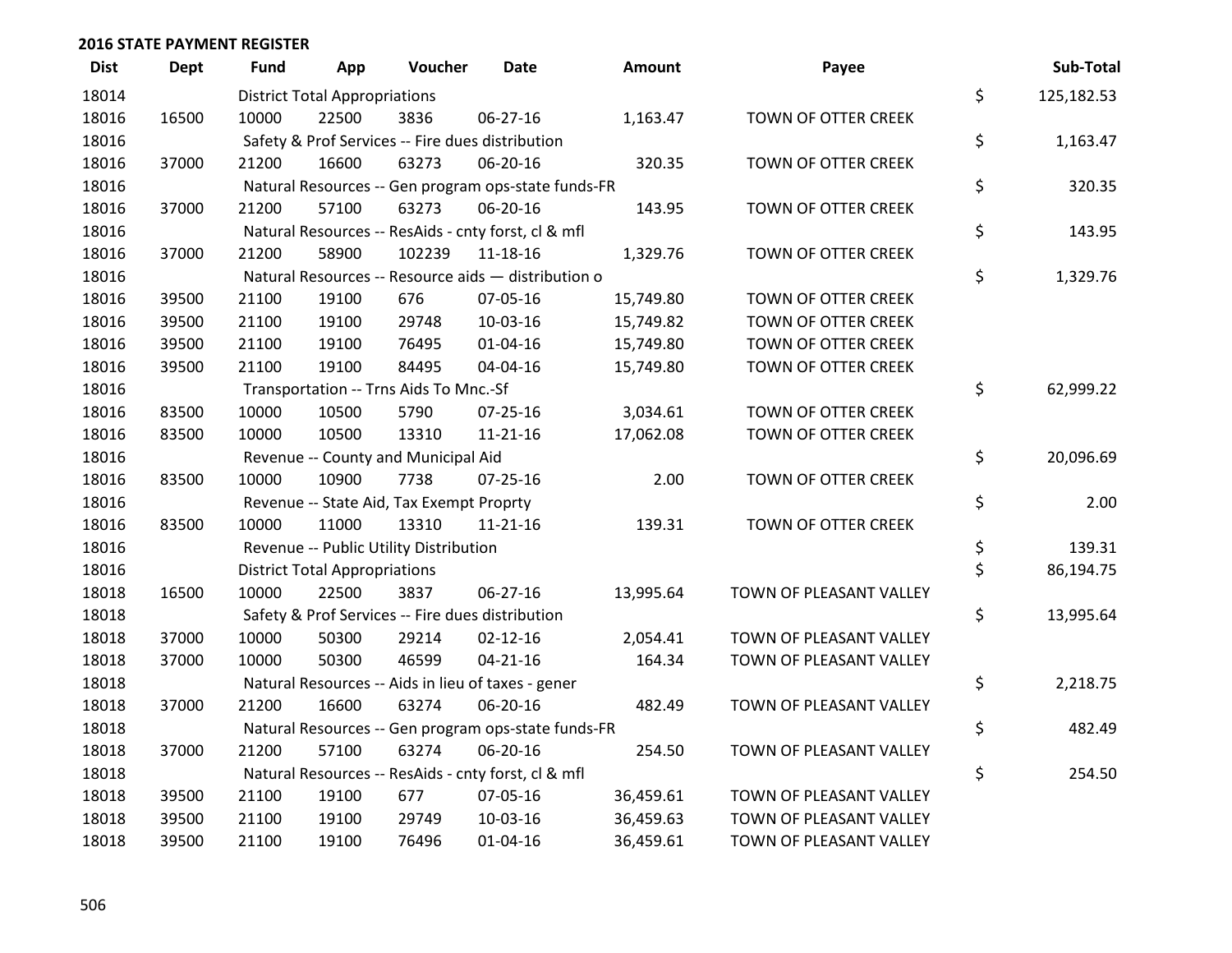## 2016 STATE PAYMENT REGISTER

| Dist | Dept | Fund | App | Voucher | Date | Amount | Payee | Sub-Total |
|---|---|---|---|---|---|---|---|---|
| 18014 | | District Total Appropriations | | | | | | $ 125,182.53 |
| 18016 | 16500 | 10000 | 22500 | 3836 | 06-27-16 | 1,163.47 | TOWN OF OTTER CREEK | |
| 18016 | | Safety & Prof Services -- Fire dues distribution | | | | | | $ 1,163.47 |
| 18016 | 37000 | 21200 | 16600 | 63273 | 06-20-16 | 320.35 | TOWN OF OTTER CREEK | |
| 18016 | | Natural Resources -- Gen program ops-state funds-FR | | | | | | $ 320.35 |
| 18016 | 37000 | 21200 | 57100 | 63273 | 06-20-16 | 143.95 | TOWN OF OTTER CREEK | |
| 18016 | | Natural Resources -- ResAids - cnty forst, cl & mfl | | | | | | $ 143.95 |
| 18016 | 37000 | 21200 | 58900 | 102239 | 11-18-16 | 1,329.76 | TOWN OF OTTER CREEK | |
| 18016 | | Natural Resources -- Resource aids — distribution o | | | | | | $ 1,329.76 |
| 18016 | 39500 | 21100 | 19100 | 676 | 07-05-16 | 15,749.80 | TOWN OF OTTER CREEK | |
| 18016 | 39500 | 21100 | 19100 | 29748 | 10-03-16 | 15,749.82 | TOWN OF OTTER CREEK | |
| 18016 | 39500 | 21100 | 19100 | 76495 | 01-04-16 | 15,749.80 | TOWN OF OTTER CREEK | |
| 18016 | 39500 | 21100 | 19100 | 84495 | 04-04-16 | 15,749.80 | TOWN OF OTTER CREEK | |
| 18016 | | Transportation -- Trns Aids To Mnc.-Sf | | | | | | $ 62,999.22 |
| 18016 | 83500 | 10000 | 10500 | 5790 | 07-25-16 | 3,034.61 | TOWN OF OTTER CREEK | |
| 18016 | 83500 | 10000 | 10500 | 13310 | 11-21-16 | 17,062.08 | TOWN OF OTTER CREEK | |
| 18016 | | Revenue -- County and Municipal Aid | | | | | | $ 20,096.69 |
| 18016 | 83500 | 10000 | 10900 | 7738 | 07-25-16 | 2.00 | TOWN OF OTTER CREEK | |
| 18016 | | Revenue -- State Aid, Tax Exempt Proprty | | | | | | $ 2.00 |
| 18016 | 83500 | 10000 | 11000 | 13310 | 11-21-16 | 139.31 | TOWN OF OTTER CREEK | |
| 18016 | | Revenue -- Public Utility Distribution | | | | | | $ 139.31 |
| 18016 | | District Total Appropriations | | | | | | $ 86,194.75 |
| 18018 | 16500 | 10000 | 22500 | 3837 | 06-27-16 | 13,995.64 | TOWN OF PLEASANT VALLEY | |
| 18018 | | Safety & Prof Services -- Fire dues distribution | | | | | | $ 13,995.64 |
| 18018 | 37000 | 10000 | 50300 | 29214 | 02-12-16 | 2,054.41 | TOWN OF PLEASANT VALLEY | |
| 18018 | 37000 | 10000 | 50300 | 46599 | 04-21-16 | 164.34 | TOWN OF PLEASANT VALLEY | |
| 18018 | | Natural Resources -- Aids in lieu of taxes - gener | | | | | | $ 2,218.75 |
| 18018 | 37000 | 21200 | 16600 | 63274 | 06-20-16 | 482.49 | TOWN OF PLEASANT VALLEY | |
| 18018 | | Natural Resources -- Gen program ops-state funds-FR | | | | | | $ 482.49 |
| 18018 | 37000 | 21200 | 57100 | 63274 | 06-20-16 | 254.50 | TOWN OF PLEASANT VALLEY | |
| 18018 | | Natural Resources -- ResAids - cnty forst, cl & mfl | | | | | | $ 254.50 |
| 18018 | 39500 | 21100 | 19100 | 677 | 07-05-16 | 36,459.61 | TOWN OF PLEASANT VALLEY | |
| 18018 | 39500 | 21100 | 19100 | 29749 | 10-03-16 | 36,459.63 | TOWN OF PLEASANT VALLEY | |
| 18018 | 39500 | 21100 | 19100 | 76496 | 01-04-16 | 36,459.61 | TOWN OF PLEASANT VALLEY | |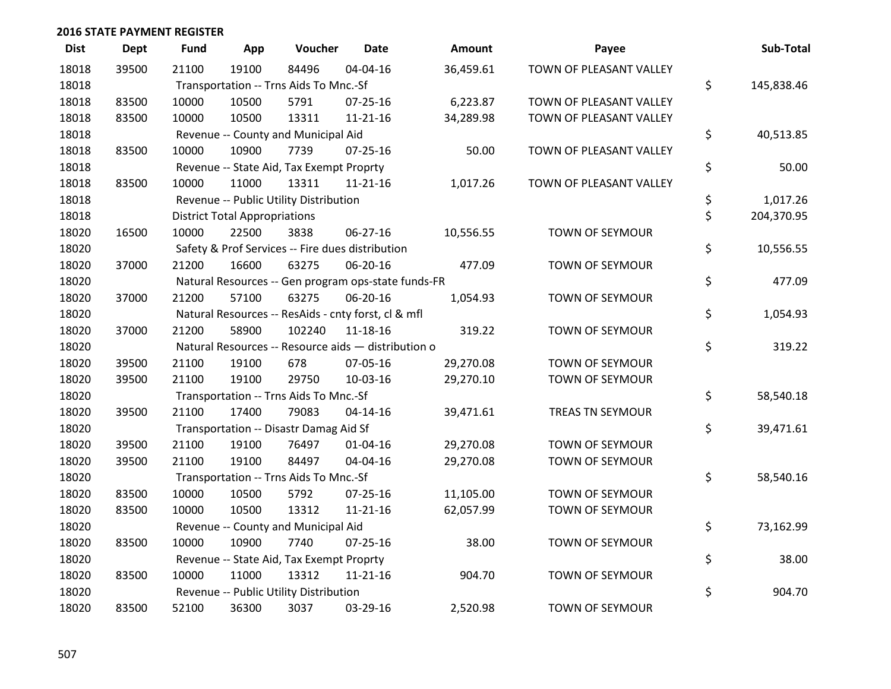## 2016 STATE PAYMENT REGISTER

| Dist | Dept | Fund | App | Voucher | Date | Amount | Payee | Sub-Total |
|---|---|---|---|---|---|---|---|---|
| 18018 | 39500 | 21100 | 19100 | 84496 | 04-04-16 | 36,459.61 | TOWN OF PLEASANT VALLEY | |
| 18018 | | Transportation -- Trns Aids To Mnc.-Sf | | | | | | $ 145,838.46 |
| 18018 | 83500 | 10000 | 10500 | 5791 | 07-25-16 | 6,223.87 | TOWN OF PLEASANT VALLEY | |
| 18018 | 83500 | 10000 | 10500 | 13311 | 11-21-16 | 34,289.98 | TOWN OF PLEASANT VALLEY | |
| 18018 | | Revenue -- County and Municipal Aid | | | | | | $ 40,513.85 |
| 18018 | 83500 | 10000 | 10900 | 7739 | 07-25-16 | 50.00 | TOWN OF PLEASANT VALLEY | |
| 18018 | | Revenue -- State Aid, Tax Exempt Proprty | | | | | | $ 50.00 |
| 18018 | 83500 | 10000 | 11000 | 13311 | 11-21-16 | 1,017.26 | TOWN OF PLEASANT VALLEY | |
| 18018 | | Revenue -- Public Utility Distribution | | | | | | $ 1,017.26 |
| 18018 | | District Total Appropriations | | | | | | $ 204,370.95 |
| 18020 | 16500 | 10000 | 22500 | 3838 | 06-27-16 | 10,556.55 | TOWN OF SEYMOUR | |
| 18020 | | Safety & Prof Services -- Fire dues distribution | | | | | | $ 10,556.55 |
| 18020 | 37000 | 21200 | 16600 | 63275 | 06-20-16 | 477.09 | TOWN OF SEYMOUR | |
| 18020 | | Natural Resources -- Gen program ops-state funds-FR | | | | | | $ 477.09 |
| 18020 | 37000 | 21200 | 57100 | 63275 | 06-20-16 | 1,054.93 | TOWN OF SEYMOUR | |
| 18020 | | Natural Resources -- ResAids - cnty forst, cl & mfl | | | | | | $ 1,054.93 |
| 18020 | 37000 | 21200 | 58900 | 102240 | 11-18-16 | 319.22 | TOWN OF SEYMOUR | |
| 18020 | | Natural Resources -- Resource aids — distribution o | | | | | | $ 319.22 |
| 18020 | 39500 | 21100 | 19100 | 678 | 07-05-16 | 29,270.08 | TOWN OF SEYMOUR | |
| 18020 | 39500 | 21100 | 19100 | 29750 | 10-03-16 | 29,270.10 | TOWN OF SEYMOUR | |
| 18020 | | Transportation -- Trns Aids To Mnc.-Sf | | | | | | $ 58,540.18 |
| 18020 | 39500 | 21100 | 17400 | 79083 | 04-14-16 | 39,471.61 | TREAS TN SEYMOUR | |
| 18020 | | Transportation -- Disastr Damag Aid Sf | | | | | | $ 39,471.61 |
| 18020 | 39500 | 21100 | 19100 | 76497 | 01-04-16 | 29,270.08 | TOWN OF SEYMOUR | |
| 18020 | 39500 | 21100 | 19100 | 84497 | 04-04-16 | 29,270.08 | TOWN OF SEYMOUR | |
| 18020 | | Transportation -- Trns Aids To Mnc.-Sf | | | | | | $ 58,540.16 |
| 18020 | 83500 | 10000 | 10500 | 5792 | 07-25-16 | 11,105.00 | TOWN OF SEYMOUR | |
| 18020 | 83500 | 10000 | 10500 | 13312 | 11-21-16 | 62,057.99 | TOWN OF SEYMOUR | |
| 18020 | | Revenue -- County and Municipal Aid | | | | | | $ 73,162.99 |
| 18020 | 83500 | 10000 | 10900 | 7740 | 07-25-16 | 38.00 | TOWN OF SEYMOUR | |
| 18020 | | Revenue -- State Aid, Tax Exempt Proprty | | | | | | $ 38.00 |
| 18020 | 83500 | 10000 | 11000 | 13312 | 11-21-16 | 904.70 | TOWN OF SEYMOUR | |
| 18020 | | Revenue -- Public Utility Distribution | | | | | | $ 904.70 |
| 18020 | 83500 | 52100 | 36300 | 3037 | 03-29-16 | 2,520.98 | TOWN OF SEYMOUR | |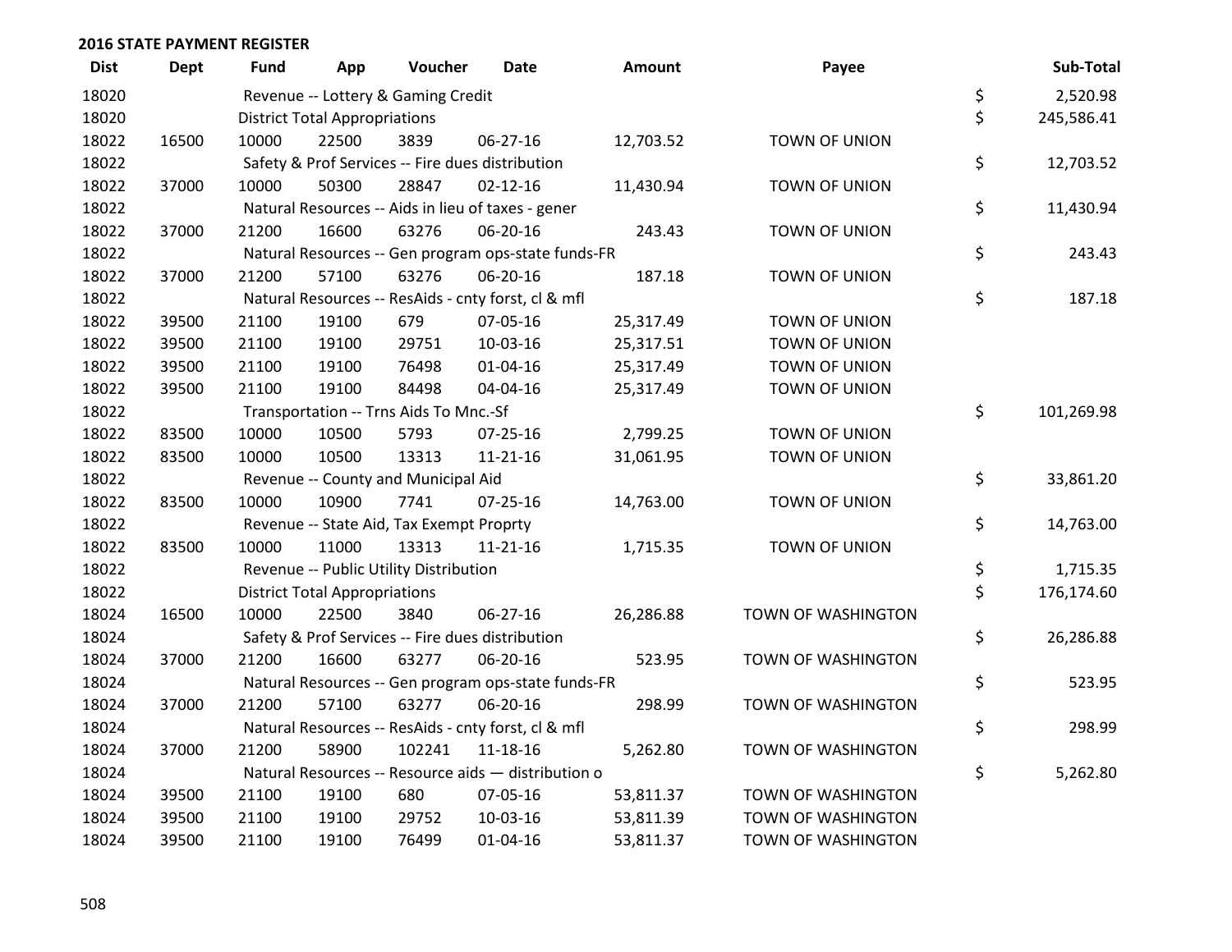**2016 STATE PAYMENT REGISTER**

| Dist | Dept | Fund | App | Voucher | Date | Amount | Payee | | Sub-Total |
|---|---|---|---|---|---|---|---|---|---|
| 18020 | | Revenue -- Lottery & Gaming Credit | | | | | | $ | 2,520.98 |
| 18020 | | District Total Appropriations | | | | | | $ | 245,586.41 |
| 18022 | 16500 | 10000 | 22500 | 3839 | 06-27-16 | 12,703.52 | TOWN OF UNION | | |
| 18022 | | Safety & Prof Services -- Fire dues distribution | | | | | | $ | 12,703.52 |
| 18022 | 37000 | 10000 | 50300 | 28847 | 02-12-16 | 11,430.94 | TOWN OF UNION | | |
| 18022 | | Natural Resources -- Aids in lieu of taxes - gener | | | | | | $ | 11,430.94 |
| 18022 | 37000 | 21200 | 16600 | 63276 | 06-20-16 | 243.43 | TOWN OF UNION | | |
| 18022 | | Natural Resources -- Gen program ops-state funds-FR | | | | | | $ | 243.43 |
| 18022 | 37000 | 21200 | 57100 | 63276 | 06-20-16 | 187.18 | TOWN OF UNION | | |
| 18022 | | Natural Resources -- ResAids - cnty forst, cl & mfl | | | | | | $ | 187.18 |
| 18022 | 39500 | 21100 | 19100 | 679 | 07-05-16 | 25,317.49 | TOWN OF UNION | | |
| 18022 | 39500 | 21100 | 19100 | 29751 | 10-03-16 | 25,317.51 | TOWN OF UNION | | |
| 18022 | 39500 | 21100 | 19100 | 76498 | 01-04-16 | 25,317.49 | TOWN OF UNION | | |
| 18022 | 39500 | 21100 | 19100 | 84498 | 04-04-16 | 25,317.49 | TOWN OF UNION | | |
| 18022 | | Transportation -- Trns Aids To Mnc.-Sf | | | | | | $ | 101,269.98 |
| 18022 | 83500 | 10000 | 10500 | 5793 | 07-25-16 | 2,799.25 | TOWN OF UNION | | |
| 18022 | 83500 | 10000 | 10500 | 13313 | 11-21-16 | 31,061.95 | TOWN OF UNION | | |
| 18022 | | Revenue -- County and Municipal Aid | | | | | | $ | 33,861.20 |
| 18022 | 83500 | 10000 | 10900 | 7741 | 07-25-16 | 14,763.00 | TOWN OF UNION | | |
| 18022 | | Revenue -- State Aid, Tax Exempt Proprty | | | | | | $ | 14,763.00 |
| 18022 | 83500 | 10000 | 11000 | 13313 | 11-21-16 | 1,715.35 | TOWN OF UNION | | |
| 18022 | | Revenue -- Public Utility Distribution | | | | | | $ | 1,715.35 |
| 18022 | | District Total Appropriations | | | | | | $ | 176,174.60 |
| 18024 | 16500 | 10000 | 22500 | 3840 | 06-27-16 | 26,286.88 | TOWN OF WASHINGTON | | |
| 18024 | | Safety & Prof Services -- Fire dues distribution | | | | | | $ | 26,286.88 |
| 18024 | 37000 | 21200 | 16600 | 63277 | 06-20-16 | 523.95 | TOWN OF WASHINGTON | | |
| 18024 | | Natural Resources -- Gen program ops-state funds-FR | | | | | | $ | 523.95 |
| 18024 | 37000 | 21200 | 57100 | 63277 | 06-20-16 | 298.99 | TOWN OF WASHINGTON | | |
| 18024 | | Natural Resources -- ResAids - cnty forst, cl & mfl | | | | | | $ | 298.99 |
| 18024 | 37000 | 21200 | 58900 | 102241 | 11-18-16 | 5,262.80 | TOWN OF WASHINGTON | | |
| 18024 | | Natural Resources -- Resource aids — distribution o | | | | | | $ | 5,262.80 |
| 18024 | 39500 | 21100 | 19100 | 680 | 07-05-16 | 53,811.37 | TOWN OF WASHINGTON | | |
| 18024 | 39500 | 21100 | 19100 | 29752 | 10-03-16 | 53,811.39 | TOWN OF WASHINGTON | | |
| 18024 | 39500 | 21100 | 19100 | 76499 | 01-04-16 | 53,811.37 | TOWN OF WASHINGTON | | |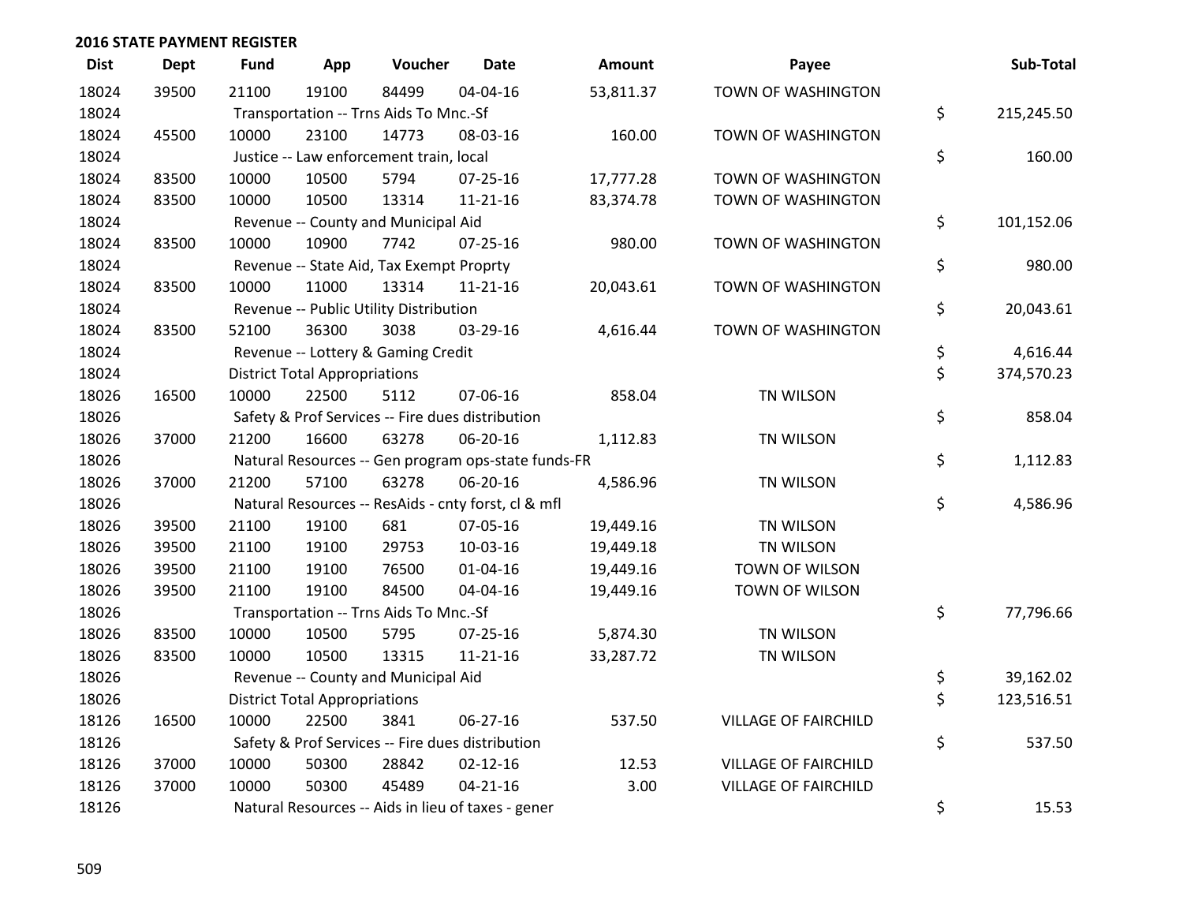## 2016 STATE PAYMENT REGISTER

| Dist | Dept | Fund | App | Voucher | Date | Amount | Payee | Sub-Total |
|---|---|---|---|---|---|---|---|---|
| 18024 | 39500 | 21100 | 19100 | 84499 | 04-04-16 | 53,811.37 | TOWN OF WASHINGTON | |
| 18024 | | Transportation -- Trns Aids To Mnc.-Sf | | | | | | $ 215,245.50 |
| 18024 | 45500 | 10000 | 23100 | 14773 | 08-03-16 | 160.00 | TOWN OF WASHINGTON | |
| 18024 | | Justice -- Law enforcement train, local | | | | | | $ 160.00 |
| 18024 | 83500 | 10000 | 10500 | 5794 | 07-25-16 | 17,777.28 | TOWN OF WASHINGTON | |
| 18024 | 83500 | 10000 | 10500 | 13314 | 11-21-16 | 83,374.78 | TOWN OF WASHINGTON | |
| 18024 | | Revenue -- County and Municipal Aid | | | | | | $ 101,152.06 |
| 18024 | 83500 | 10000 | 10900 | 7742 | 07-25-16 | 980.00 | TOWN OF WASHINGTON | |
| 18024 | | Revenue -- State Aid, Tax Exempt Proprty | | | | | | $ 980.00 |
| 18024 | 83500 | 10000 | 11000 | 13314 | 11-21-16 | 20,043.61 | TOWN OF WASHINGTON | |
| 18024 | | Revenue -- Public Utility Distribution | | | | | | $ 20,043.61 |
| 18024 | 83500 | 52100 | 36300 | 3038 | 03-29-16 | 4,616.44 | TOWN OF WASHINGTON | |
| 18024 | | Revenue -- Lottery & Gaming Credit | | | | | | $ 4,616.44 |
| 18024 | | District Total Appropriations | | | | | | $ 374,570.23 |
| 18026 | 16500 | 10000 | 22500 | 5112 | 07-06-16 | 858.04 | TN WILSON | |
| 18026 | | Safety & Prof Services -- Fire dues distribution | | | | | | $ 858.04 |
| 18026 | 37000 | 21200 | 16600 | 63278 | 06-20-16 | 1,112.83 | TN WILSON | |
| 18026 | | Natural Resources -- Gen program ops-state funds-FR | | | | | | $ 1,112.83 |
| 18026 | 37000 | 21200 | 57100 | 63278 | 06-20-16 | 4,586.96 | TN WILSON | |
| 18026 | | Natural Resources -- ResAids - cnty forst, cl & mfl | | | | | | $ 4,586.96 |
| 18026 | 39500 | 21100 | 19100 | 681 | 07-05-16 | 19,449.16 | TN WILSON | |
| 18026 | 39500 | 21100 | 19100 | 29753 | 10-03-16 | 19,449.18 | TN WILSON | |
| 18026 | 39500 | 21100 | 19100 | 76500 | 01-04-16 | 19,449.16 | TOWN OF WILSON | |
| 18026 | 39500 | 21100 | 19100 | 84500 | 04-04-16 | 19,449.16 | TOWN OF WILSON | |
| 18026 | | Transportation -- Trns Aids To Mnc.-Sf | | | | | | $ 77,796.66 |
| 18026 | 83500 | 10000 | 10500 | 5795 | 07-25-16 | 5,874.30 | TN WILSON | |
| 18026 | 83500 | 10000 | 10500 | 13315 | 11-21-16 | 33,287.72 | TN WILSON | |
| 18026 | | Revenue -- County and Municipal Aid | | | | | | $ 39,162.02 |
| 18026 | | District Total Appropriations | | | | | | $ 123,516.51 |
| 18126 | 16500 | 10000 | 22500 | 3841 | 06-27-16 | 537.50 | VILLAGE OF FAIRCHILD | |
| 18126 | | Safety & Prof Services -- Fire dues distribution | | | | | | $ 537.50 |
| 18126 | 37000 | 10000 | 50300 | 28842 | 02-12-16 | 12.53 | VILLAGE OF FAIRCHILD | |
| 18126 | 37000 | 10000 | 50300 | 45489 | 04-21-16 | 3.00 | VILLAGE OF FAIRCHILD | |
| 18126 | | Natural Resources -- Aids in lieu of taxes - gener | | | | | | $ 15.53 |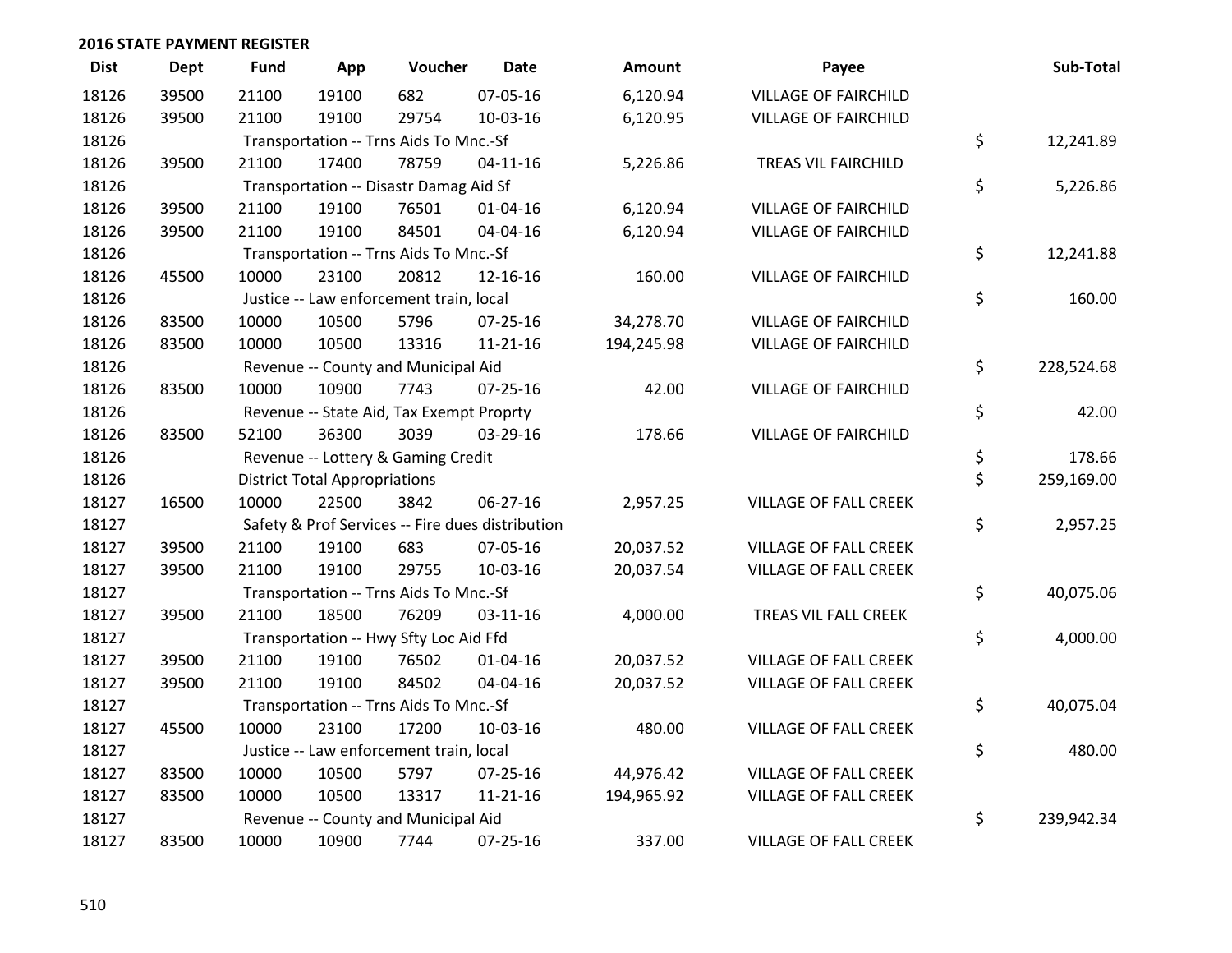## 2016 STATE PAYMENT REGISTER

| Dist | Dept | Fund | App | Voucher | Date | Amount | Payee | Sub-Total |
|---|---|---|---|---|---|---|---|---|
| 18126 | 39500 | 21100 | 19100 | 682 | 07-05-16 | 6,120.94 | VILLAGE OF FAIRCHILD | |
| 18126 | 39500 | 21100 | 19100 | 29754 | 10-03-16 | 6,120.95 | VILLAGE OF FAIRCHILD | |
| 18126 | | Transportation -- Trns Aids To Mnc.-Sf | | | | | | $ 12,241.89 |
| 18126 | 39500 | 21100 | 17400 | 78759 | 04-11-16 | 5,226.86 | TREAS VIL FAIRCHILD | |
| 18126 | | Transportation -- Disastr Damag Aid Sf | | | | | | $ 5,226.86 |
| 18126 | 39500 | 21100 | 19100 | 76501 | 01-04-16 | 6,120.94 | VILLAGE OF FAIRCHILD | |
| 18126 | 39500 | 21100 | 19100 | 84501 | 04-04-16 | 6,120.94 | VILLAGE OF FAIRCHILD | |
| 18126 | | Transportation -- Trns Aids To Mnc.-Sf | | | | | | $ 12,241.88 |
| 18126 | 45500 | 10000 | 23100 | 20812 | 12-16-16 | 160.00 | VILLAGE OF FAIRCHILD | |
| 18126 | | Justice -- Law enforcement train, local | | | | | | $ 160.00 |
| 18126 | 83500 | 10000 | 10500 | 5796 | 07-25-16 | 34,278.70 | VILLAGE OF FAIRCHILD | |
| 18126 | 83500 | 10000 | 10500 | 13316 | 11-21-16 | 194,245.98 | VILLAGE OF FAIRCHILD | |
| 18126 | | Revenue -- County and Municipal Aid | | | | | | $ 228,524.68 |
| 18126 | 83500 | 10000 | 10900 | 7743 | 07-25-16 | 42.00 | VILLAGE OF FAIRCHILD | |
| 18126 | | Revenue -- State Aid, Tax Exempt Proprty | | | | | | $ 42.00 |
| 18126 | 83500 | 52100 | 36300 | 3039 | 03-29-16 | 178.66 | VILLAGE OF FAIRCHILD | |
| 18126 | | Revenue -- Lottery & Gaming Credit | | | | | | $ 178.66 |
| 18126 | | District Total Appropriations | | | | | | $ 259,169.00 |
| 18127 | 16500 | 10000 | 22500 | 3842 | 06-27-16 | 2,957.25 | VILLAGE OF FALL CREEK | |
| 18127 | | Safety & Prof Services -- Fire dues distribution | | | | | | $ 2,957.25 |
| 18127 | 39500 | 21100 | 19100 | 683 | 07-05-16 | 20,037.52 | VILLAGE OF FALL CREEK | |
| 18127 | 39500 | 21100 | 19100 | 29755 | 10-03-16 | 20,037.54 | VILLAGE OF FALL CREEK | |
| 18127 | | Transportation -- Trns Aids To Mnc.-Sf | | | | | | $ 40,075.06 |
| 18127 | 39500 | 21100 | 18500 | 76209 | 03-11-16 | 4,000.00 | TREAS VIL FALL CREEK | |
| 18127 | | Transportation -- Hwy Sfty Loc Aid Ffd | | | | | | $ 4,000.00 |
| 18127 | 39500 | 21100 | 19100 | 76502 | 01-04-16 | 20,037.52 | VILLAGE OF FALL CREEK | |
| 18127 | 39500 | 21100 | 19100 | 84502 | 04-04-16 | 20,037.52 | VILLAGE OF FALL CREEK | |
| 18127 | | Transportation -- Trns Aids To Mnc.-Sf | | | | | | $ 40,075.04 |
| 18127 | 45500 | 10000 | 23100 | 17200 | 10-03-16 | 480.00 | VILLAGE OF FALL CREEK | |
| 18127 | | Justice -- Law enforcement train, local | | | | | | $ 480.00 |
| 18127 | 83500 | 10000 | 10500 | 5797 | 07-25-16 | 44,976.42 | VILLAGE OF FALL CREEK | |
| 18127 | 83500 | 10000 | 10500 | 13317 | 11-21-16 | 194,965.92 | VILLAGE OF FALL CREEK | |
| 18127 | | Revenue -- County and Municipal Aid | | | | | | $ 239,942.34 |
| 18127 | 83500 | 10000 | 10900 | 7744 | 07-25-16 | 337.00 | VILLAGE OF FALL CREEK | |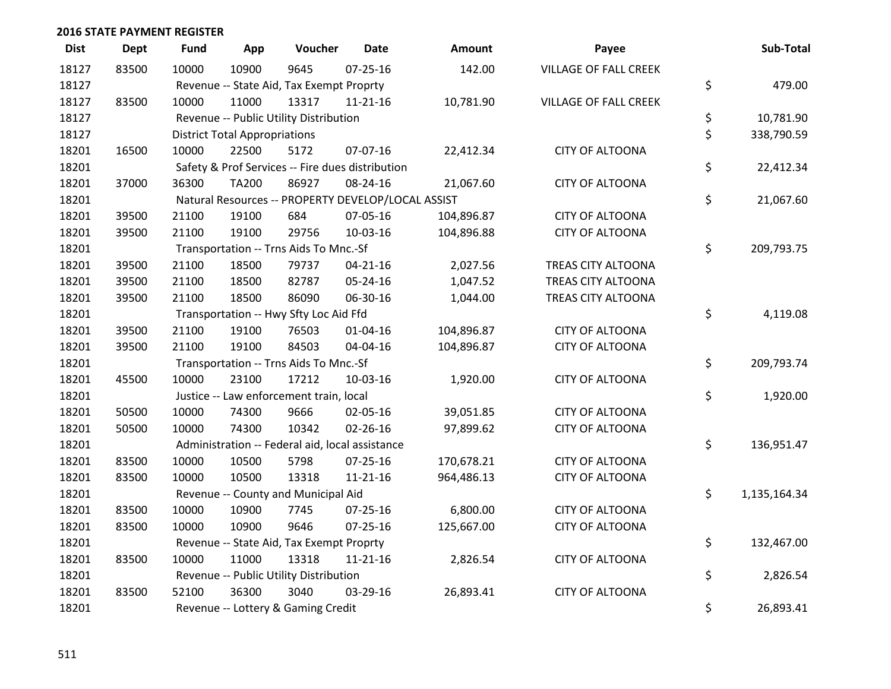## 2016 STATE PAYMENT REGISTER

| Dist | Dept | Fund | App | Voucher | Date | Amount | Payee | Sub-Total |
|---|---|---|---|---|---|---|---|---|
| 18127 | 83500 | 10000 | 10900 | 9645 | 07-25-16 | 142.00 | VILLAGE OF FALL CREEK | |
| 18127 | | Revenue -- State Aid, Tax Exempt Proprty | | | | | | $ 479.00 |
| 18127 | 83500 | 10000 | 11000 | 13317 | 11-21-16 | 10,781.90 | VILLAGE OF FALL CREEK | |
| 18127 | | Revenue -- Public Utility Distribution | | | | | | $ 10,781.90 |
| 18127 | | District Total Appropriations | | | | | | $ 338,790.59 |
| 18201 | 16500 | 10000 | 22500 | 5172 | 07-07-16 | 22,412.34 | CITY OF ALTOONA | |
| 18201 | | Safety & Prof Services -- Fire dues distribution | | | | | | $ 22,412.34 |
| 18201 | 37000 | 36300 | TA200 | 86927 | 08-24-16 | 21,067.60 | CITY OF ALTOONA | |
| 18201 | | Natural Resources -- PROPERTY DEVELOP/LOCAL ASSIST | | | | | | $ 21,067.60 |
| 18201 | 39500 | 21100 | 19100 | 684 | 07-05-16 | 104,896.87 | CITY OF ALTOONA | |
| 18201 | 39500 | 21100 | 19100 | 29756 | 10-03-16 | 104,896.88 | CITY OF ALTOONA | |
| 18201 | | Transportation -- Trns Aids To Mnc.-Sf | | | | | | $ 209,793.75 |
| 18201 | 39500 | 21100 | 18500 | 79737 | 04-21-16 | 2,027.56 | TREAS CITY ALTOONA | |
| 18201 | 39500 | 21100 | 18500 | 82787 | 05-24-16 | 1,047.52 | TREAS CITY ALTOONA | |
| 18201 | 39500 | 21100 | 18500 | 86090 | 06-30-16 | 1,044.00 | TREAS CITY ALTOONA | |
| 18201 | | Transportation -- Hwy Sfty Loc Aid Ffd | | | | | | $ 4,119.08 |
| 18201 | 39500 | 21100 | 19100 | 76503 | 01-04-16 | 104,896.87 | CITY OF ALTOONA | |
| 18201 | 39500 | 21100 | 19100 | 84503 | 04-04-16 | 104,896.87 | CITY OF ALTOONA | |
| 18201 | | Transportation -- Trns Aids To Mnc.-Sf | | | | | | $ 209,793.74 |
| 18201 | 45500 | 10000 | 23100 | 17212 | 10-03-16 | 1,920.00 | CITY OF ALTOONA | |
| 18201 | | Justice -- Law enforcement train, local | | | | | | $ 1,920.00 |
| 18201 | 50500 | 10000 | 74300 | 9666 | 02-05-16 | 39,051.85 | CITY OF ALTOONA | |
| 18201 | 50500 | 10000 | 74300 | 10342 | 02-26-16 | 97,899.62 | CITY OF ALTOONA | |
| 18201 | | Administration -- Federal aid, local assistance | | | | | | $ 136,951.47 |
| 18201 | 83500 | 10000 | 10500 | 5798 | 07-25-16 | 170,678.21 | CITY OF ALTOONA | |
| 18201 | 83500 | 10000 | 10500 | 13318 | 11-21-16 | 964,486.13 | CITY OF ALTOONA | |
| 18201 | | Revenue -- County and Municipal Aid | | | | | | $ 1,135,164.34 |
| 18201 | 83500 | 10000 | 10900 | 7745 | 07-25-16 | 6,800.00 | CITY OF ALTOONA | |
| 18201 | 83500 | 10000 | 10900 | 9646 | 07-25-16 | 125,667.00 | CITY OF ALTOONA | |
| 18201 | | Revenue -- State Aid, Tax Exempt Proprty | | | | | | $ 132,467.00 |
| 18201 | 83500 | 10000 | 11000 | 13318 | 11-21-16 | 2,826.54 | CITY OF ALTOONA | |
| 18201 | | Revenue -- Public Utility Distribution | | | | | | $ 2,826.54 |
| 18201 | 83500 | 52100 | 36300 | 3040 | 03-29-16 | 26,893.41 | CITY OF ALTOONA | |
| 18201 | | Revenue -- Lottery & Gaming Credit | | | | | | $ 26,893.41 |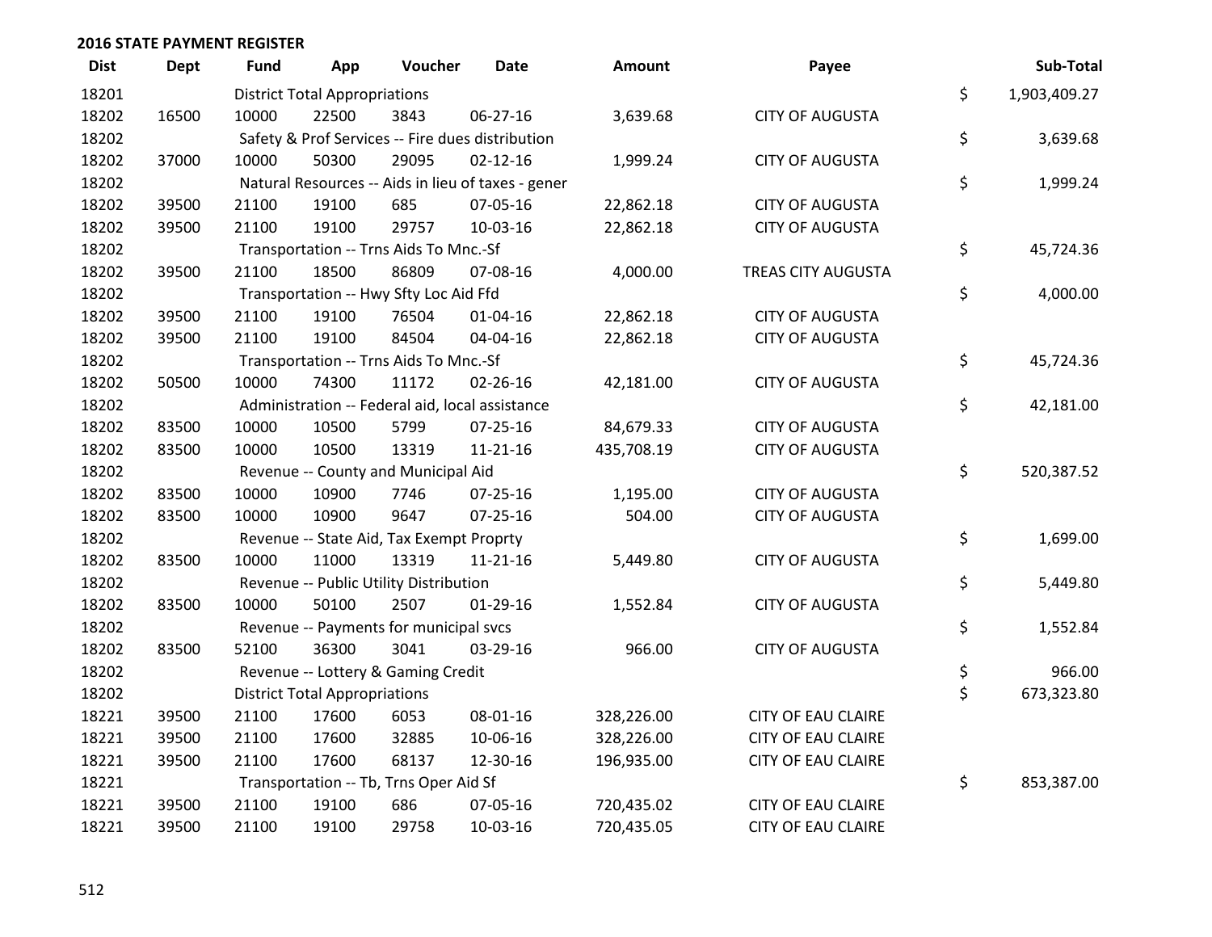## 2016 STATE PAYMENT REGISTER

| Dist | Dept | Fund | App | Voucher | Date | Amount | Payee | | Sub-Total |
|---|---|---|---|---|---|---|---|---|---|
| 18201 | | District Total Appropriations | | | | | | $ | 1,903,409.27 |
| 18202 | 16500 | 10000 | 22500 | 3843 | 06-27-16 | 3,639.68 | CITY OF AUGUSTA | | |
| 18202 | | Safety & Prof Services -- Fire dues distribution | | | | | | $ | 3,639.68 |
| 18202 | 37000 | 10000 | 50300 | 29095 | 02-12-16 | 1,999.24 | CITY OF AUGUSTA | | |
| 18202 | | Natural Resources -- Aids in lieu of taxes - gener | | | | | | $ | 1,999.24 |
| 18202 | 39500 | 21100 | 19100 | 685 | 07-05-16 | 22,862.18 | CITY OF AUGUSTA | | |
| 18202 | 39500 | 21100 | 19100 | 29757 | 10-03-16 | 22,862.18 | CITY OF AUGUSTA | | |
| 18202 | | Transportation -- Trns Aids To Mnc.-Sf | | | | | | $ | 45,724.36 |
| 18202 | 39500 | 21100 | 18500 | 86809 | 07-08-16 | 4,000.00 | TREAS CITY AUGUSTA | | |
| 18202 | | Transportation -- Hwy Sfty Loc Aid Ffd | | | | | | $ | 4,000.00 |
| 18202 | 39500 | 21100 | 19100 | 76504 | 01-04-16 | 22,862.18 | CITY OF AUGUSTA | | |
| 18202 | 39500 | 21100 | 19100 | 84504 | 04-04-16 | 22,862.18 | CITY OF AUGUSTA | | |
| 18202 | | Transportation -- Trns Aids To Mnc.-Sf | | | | | | $ | 45,724.36 |
| 18202 | 50500 | 10000 | 74300 | 11172 | 02-26-16 | 42,181.00 | CITY OF AUGUSTA | | |
| 18202 | | Administration -- Federal aid, local assistance | | | | | | $ | 42,181.00 |
| 18202 | 83500 | 10000 | 10500 | 5799 | 07-25-16 | 84,679.33 | CITY OF AUGUSTA | | |
| 18202 | 83500 | 10000 | 10500 | 13319 | 11-21-16 | 435,708.19 | CITY OF AUGUSTA | | |
| 18202 | | Revenue -- County and Municipal Aid | | | | | | $ | 520,387.52 |
| 18202 | 83500 | 10000 | 10900 | 7746 | 07-25-16 | 1,195.00 | CITY OF AUGUSTA | | |
| 18202 | 83500 | 10000 | 10900 | 9647 | 07-25-16 | 504.00 | CITY OF AUGUSTA | | |
| 18202 | | Revenue -- State Aid, Tax Exempt Proprty | | | | | | $ | 1,699.00 |
| 18202 | 83500 | 10000 | 11000 | 13319 | 11-21-16 | 5,449.80 | CITY OF AUGUSTA | | |
| 18202 | | Revenue -- Public Utility Distribution | | | | | | $ | 5,449.80 |
| 18202 | 83500 | 10000 | 50100 | 2507 | 01-29-16 | 1,552.84 | CITY OF AUGUSTA | | |
| 18202 | | Revenue -- Payments for municipal svcs | | | | | | $ | 1,552.84 |
| 18202 | 83500 | 52100 | 36300 | 3041 | 03-29-16 | 966.00 | CITY OF AUGUSTA | | |
| 18202 | | Revenue -- Lottery & Gaming Credit | | | | | | $ | 966.00 |
| 18202 | | District Total Appropriations | | | | | | $ | 673,323.80 |
| 18221 | 39500 | 21100 | 17600 | 6053 | 08-01-16 | 328,226.00 | CITY OF EAU CLAIRE | | |
| 18221 | 39500 | 21100 | 17600 | 32885 | 10-06-16 | 328,226.00 | CITY OF EAU CLAIRE | | |
| 18221 | 39500 | 21100 | 17600 | 68137 | 12-30-16 | 196,935.00 | CITY OF EAU CLAIRE | | |
| 18221 | | Transportation -- Tb, Trns Oper Aid Sf | | | | | | $ | 853,387.00 |
| 18221 | 39500 | 21100 | 19100 | 686 | 07-05-16 | 720,435.02 | CITY OF EAU CLAIRE | | |
| 18221 | 39500 | 21100 | 19100 | 29758 | 10-03-16 | 720,435.05 | CITY OF EAU CLAIRE | | |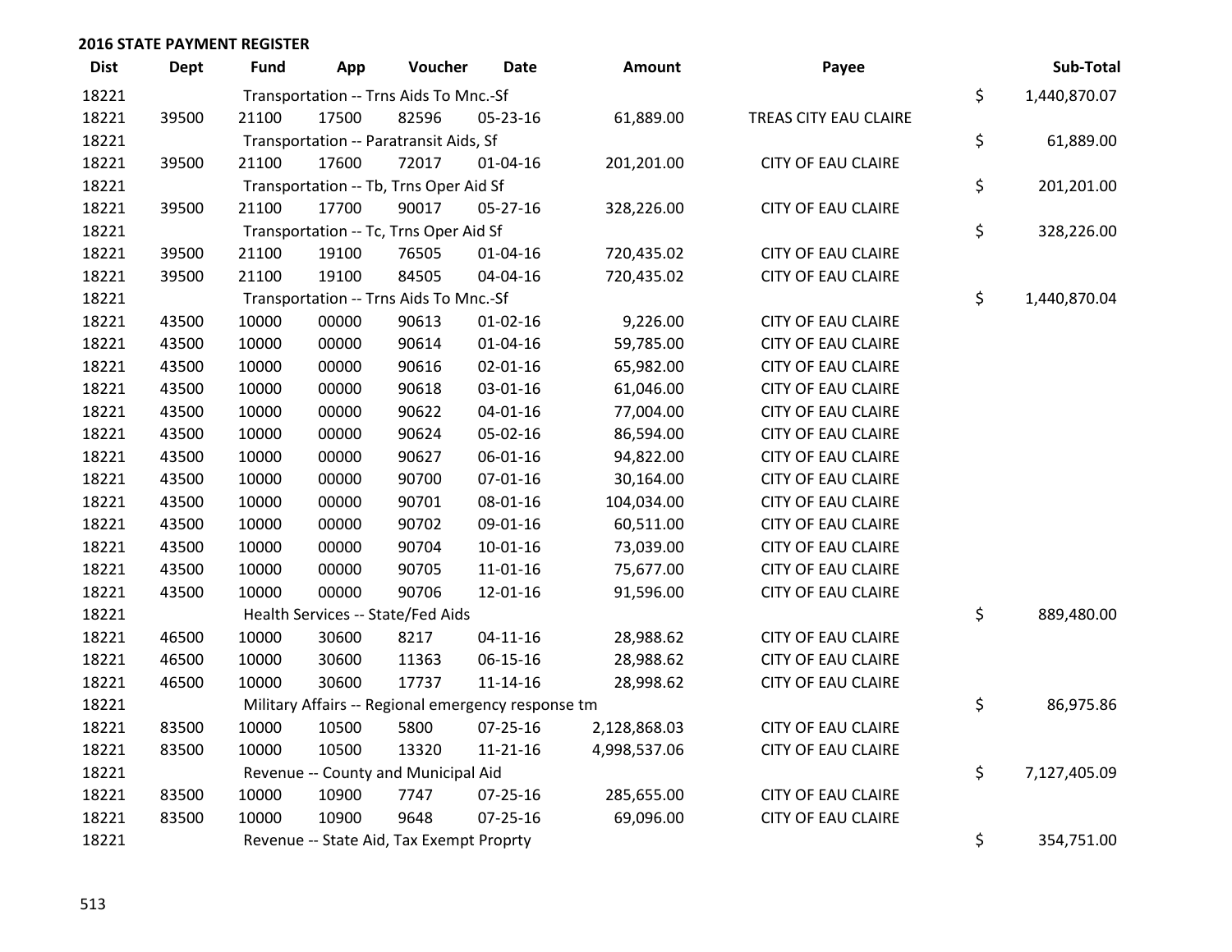**2016 STATE PAYMENT REGISTER**

| Dist | Dept | Fund | App | Voucher | Date | Amount | Payee | | Sub-Total |
|---|---|---|---|---|---|---|---|---|---|
| 18221 | | Transportation -- Trns Aids To Mnc.-Sf | | | | | | $ | 1,440,870.07 |
| 18221 | 39500 | 21100 | 17500 | 82596 | 05-23-16 | 61,889.00 | TREAS CITY EAU CLAIRE | | |
| 18221 | | Transportation -- Paratransit Aids, Sf | | | | | | $ | 61,889.00 |
| 18221 | 39500 | 21100 | 17600 | 72017 | 01-04-16 | 201,201.00 | CITY OF EAU CLAIRE | | |
| 18221 | | Transportation -- Tb, Trns Oper Aid Sf | | | | | | $ | 201,201.00 |
| 18221 | 39500 | 21100 | 17700 | 90017 | 05-27-16 | 328,226.00 | CITY OF EAU CLAIRE | | |
| 18221 | | Transportation -- Tc, Trns Oper Aid Sf | | | | | | $ | 328,226.00 |
| 18221 | 39500 | 21100 | 19100 | 76505 | 01-04-16 | 720,435.02 | CITY OF EAU CLAIRE | | |
| 18221 | 39500 | 21100 | 19100 | 84505 | 04-04-16 | 720,435.02 | CITY OF EAU CLAIRE | | |
| 18221 | | Transportation -- Trns Aids To Mnc.-Sf | | | | | | $ | 1,440,870.04 |
| 18221 | 43500 | 10000 | 00000 | 90613 | 01-02-16 | 9,226.00 | CITY OF EAU CLAIRE | | |
| 18221 | 43500 | 10000 | 00000 | 90614 | 01-04-16 | 59,785.00 | CITY OF EAU CLAIRE | | |
| 18221 | 43500 | 10000 | 00000 | 90616 | 02-01-16 | 65,982.00 | CITY OF EAU CLAIRE | | |
| 18221 | 43500 | 10000 | 00000 | 90618 | 03-01-16 | 61,046.00 | CITY OF EAU CLAIRE | | |
| 18221 | 43500 | 10000 | 00000 | 90622 | 04-01-16 | 77,004.00 | CITY OF EAU CLAIRE | | |
| 18221 | 43500 | 10000 | 00000 | 90624 | 05-02-16 | 86,594.00 | CITY OF EAU CLAIRE | | |
| 18221 | 43500 | 10000 | 00000 | 90627 | 06-01-16 | 94,822.00 | CITY OF EAU CLAIRE | | |
| 18221 | 43500 | 10000 | 00000 | 90700 | 07-01-16 | 30,164.00 | CITY OF EAU CLAIRE | | |
| 18221 | 43500 | 10000 | 00000 | 90701 | 08-01-16 | 104,034.00 | CITY OF EAU CLAIRE | | |
| 18221 | 43500 | 10000 | 00000 | 90702 | 09-01-16 | 60,511.00 | CITY OF EAU CLAIRE | | |
| 18221 | 43500 | 10000 | 00000 | 90704 | 10-01-16 | 73,039.00 | CITY OF EAU CLAIRE | | |
| 18221 | 43500 | 10000 | 00000 | 90705 | 11-01-16 | 75,677.00 | CITY OF EAU CLAIRE | | |
| 18221 | 43500 | 10000 | 00000 | 90706 | 12-01-16 | 91,596.00 | CITY OF EAU CLAIRE | | |
| 18221 | | Health Services -- State/Fed Aids | | | | | | $ | 889,480.00 |
| 18221 | 46500 | 10000 | 30600 | 8217 | 04-11-16 | 28,988.62 | CITY OF EAU CLAIRE | | |
| 18221 | 46500 | 10000 | 30600 | 11363 | 06-15-16 | 28,988.62 | CITY OF EAU CLAIRE | | |
| 18221 | 46500 | 10000 | 30600 | 17737 | 11-14-16 | 28,998.62 | CITY OF EAU CLAIRE | | |
| 18221 | | Military Affairs -- Regional emergency response tm | | | | | | $ | 86,975.86 |
| 18221 | 83500 | 10000 | 10500 | 5800 | 07-25-16 | 2,128,868.03 | CITY OF EAU CLAIRE | | |
| 18221 | 83500 | 10000 | 10500 | 13320 | 11-21-16 | 4,998,537.06 | CITY OF EAU CLAIRE | | |
| 18221 | | Revenue -- County and Municipal Aid | | | | | | $ | 7,127,405.09 |
| 18221 | 83500 | 10000 | 10900 | 7747 | 07-25-16 | 285,655.00 | CITY OF EAU CLAIRE | | |
| 18221 | 83500 | 10000 | 10900 | 9648 | 07-25-16 | 69,096.00 | CITY OF EAU CLAIRE | | |
| 18221 | | Revenue -- State Aid, Tax Exempt Proprty | | | | | | $ | 354,751.00 |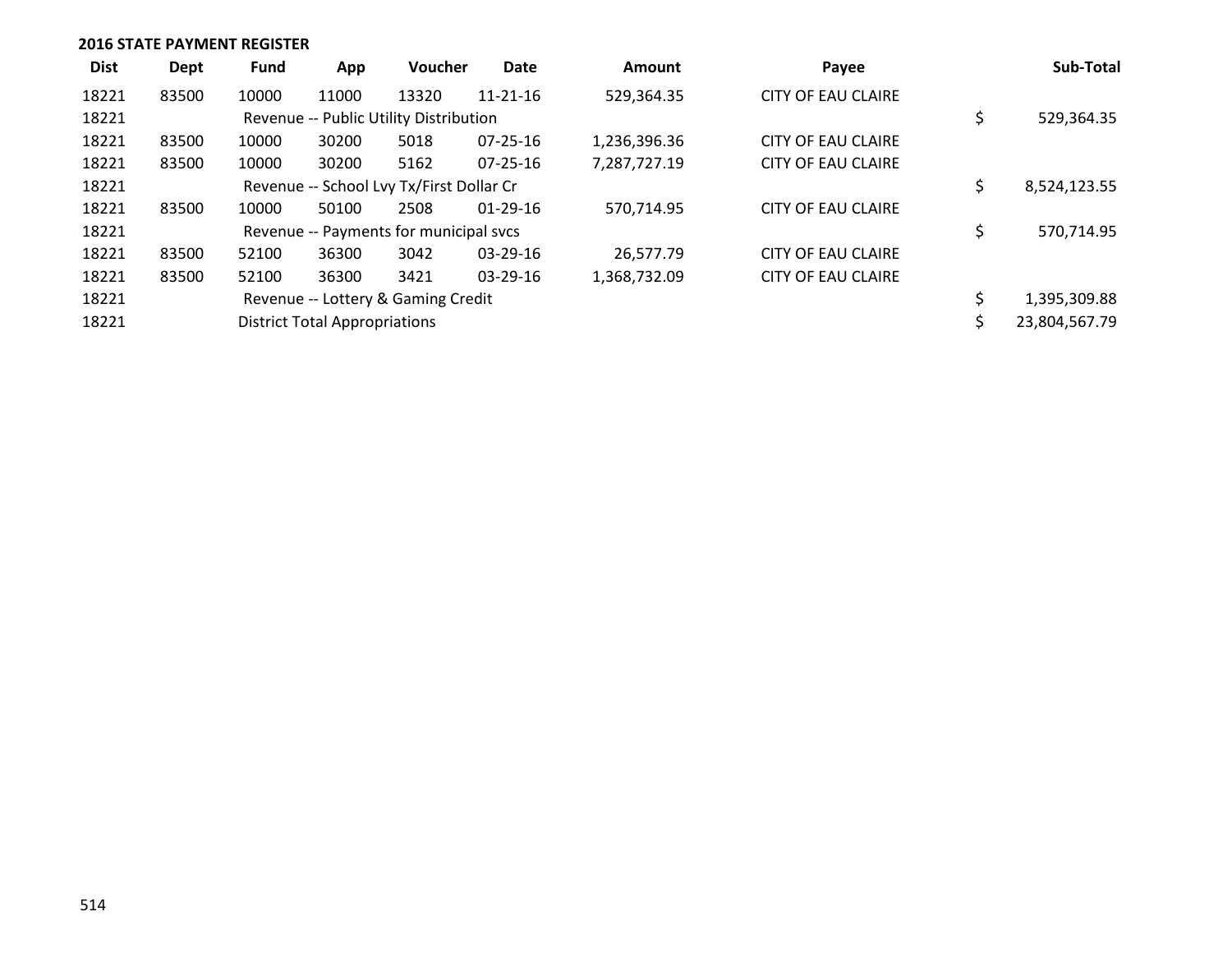**2016 STATE PAYMENT REGISTER**

| Dist | Dept | Fund | App | Voucher | Date | Amount | Payee | | Sub-Total |
|---|---|---|---|---|---|---|---|---|---|
| 18221 | 83500 | 10000 | 11000 | 13320 | 11-21-16 | 529,364.35 | CITY OF EAU CLAIRE | | |
| 18221 | | Revenue -- Public Utility Distribution | | | | | | $ | 529,364.35 |
| 18221 | 83500 | 10000 | 30200 | 5018 | 07-25-16 | 1,236,396.36 | CITY OF EAU CLAIRE | | |
| 18221 | 83500 | 10000 | 30200 | 5162 | 07-25-16 | 7,287,727.19 | CITY OF EAU CLAIRE | | |
| 18221 | | Revenue -- School Lvy Tx/First Dollar Cr | | | | | | $ | 8,524,123.55 |
| 18221 | 83500 | 10000 | 50100 | 2508 | 01-29-16 | 570,714.95 | CITY OF EAU CLAIRE | | |
| 18221 | | Revenue -- Payments for municipal svcs | | | | | | $ | 570,714.95 |
| 18221 | 83500 | 52100 | 36300 | 3042 | 03-29-16 | 26,577.79 | CITY OF EAU CLAIRE | | |
| 18221 | 83500 | 52100 | 36300 | 3421 | 03-29-16 | 1,368,732.09 | CITY OF EAU CLAIRE | | |
| 18221 | | Revenue -- Lottery & Gaming Credit | | | | | | $ | 1,395,309.88 |
| 18221 | | District Total Appropriations | | | | | | $ | 23,804,567.79 |